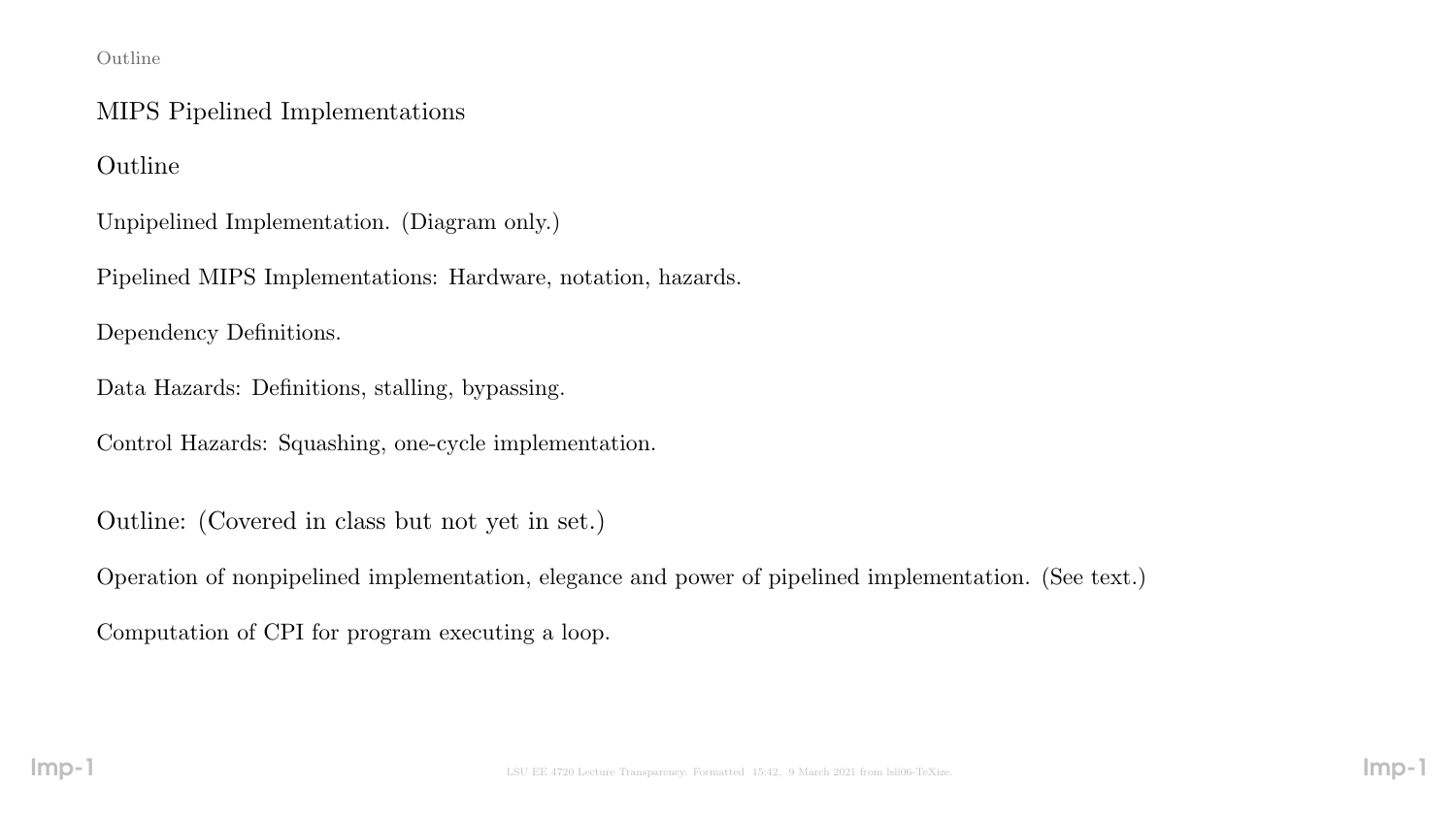# MIPS Pipelined Implementations

## Outline

Unpipelined Implementation. (Diagram only.)

Pipelined MIPS Implementations: Hardware, notation, hazards.

Dependency Definitions.

Data Hazards: Definitions, stalling, bypassing.

Control Hazards: Squashing, one-cycle implementation.

## Outline: (Covered in class but not yet in set.)

Operation of nonpipelined implementation, elegance and power of pipelined implementation. (See text.)

Computation of CPI for program executing a loop.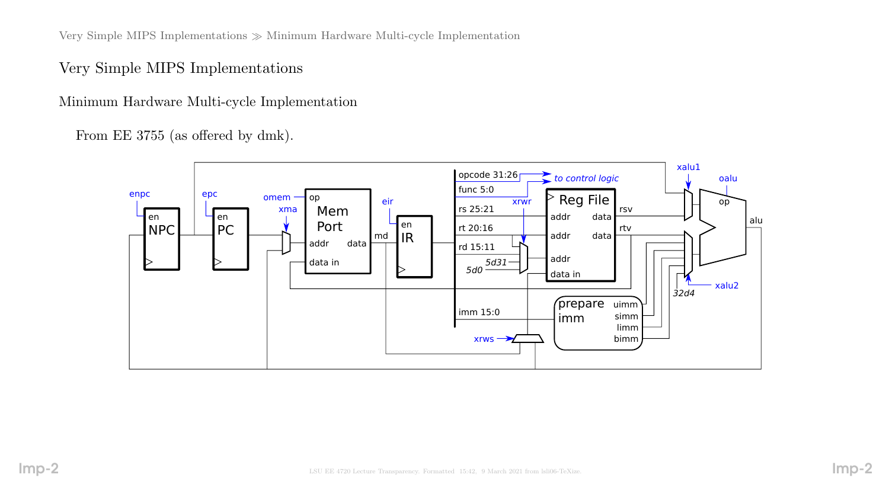# Very Simple MIPS Implementations

## Minimum Hardware Multi-cycle Implementation

From EE 3755 (as offered by dmk).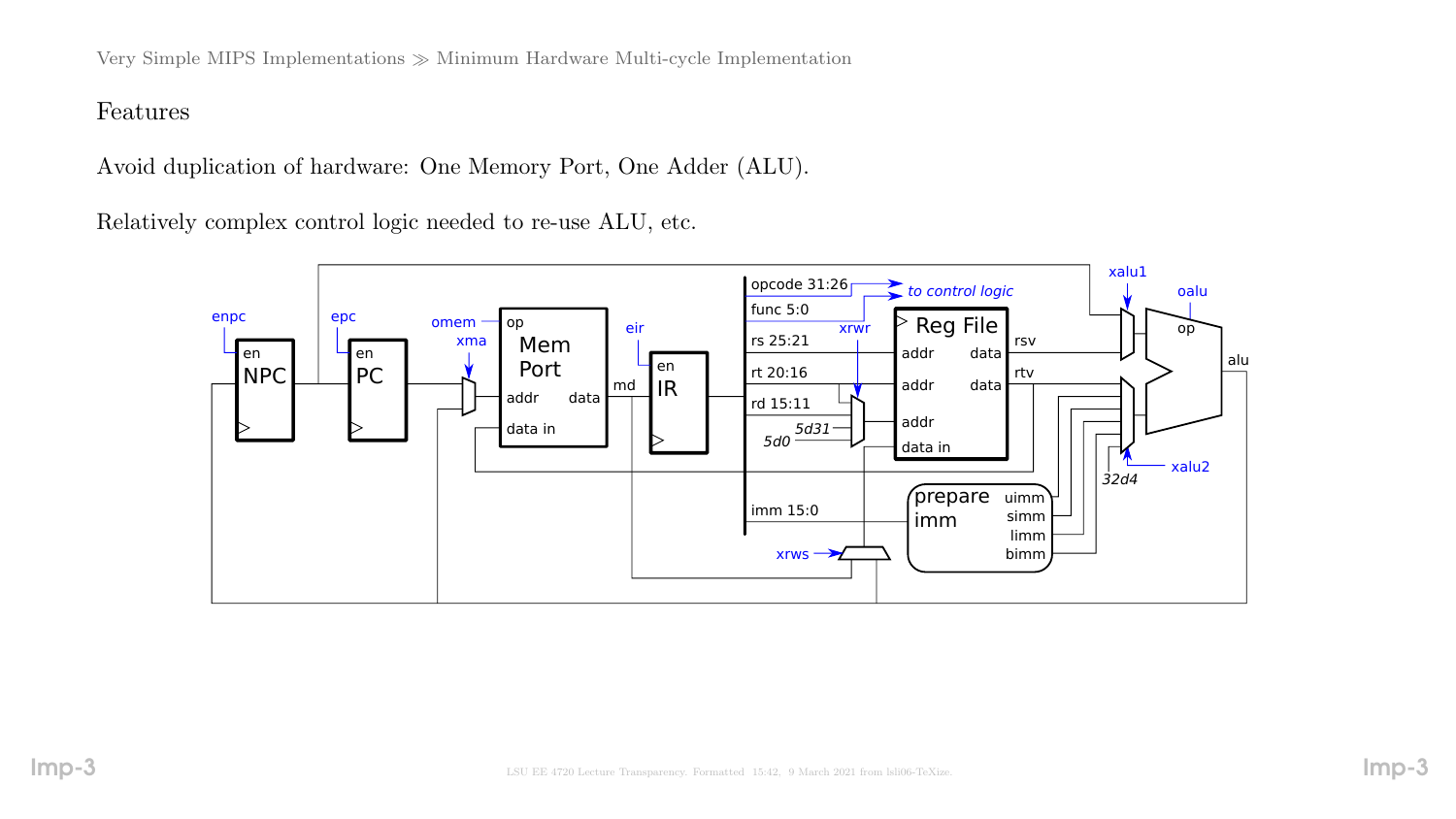Features

Avoid duplication of hardware: One Memory Port, One Adder (ALU).

Relatively complex control logic needed to re-use ALU, etc.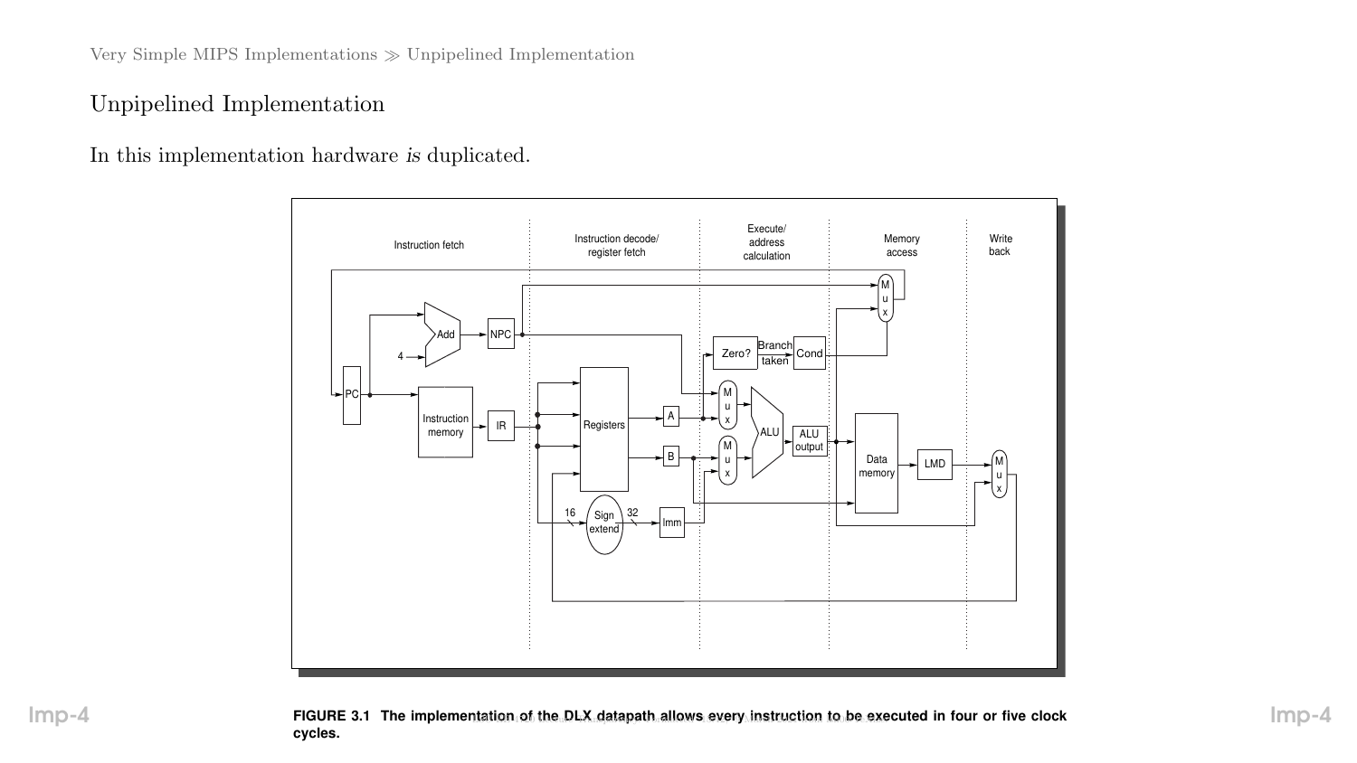# Unpipelined Implementation

In this implementation hardware *is* duplicated.

**FIGURE 3.1 The implementation of the DLX datapath allows every instruction to be executed in four or five clock cycles.**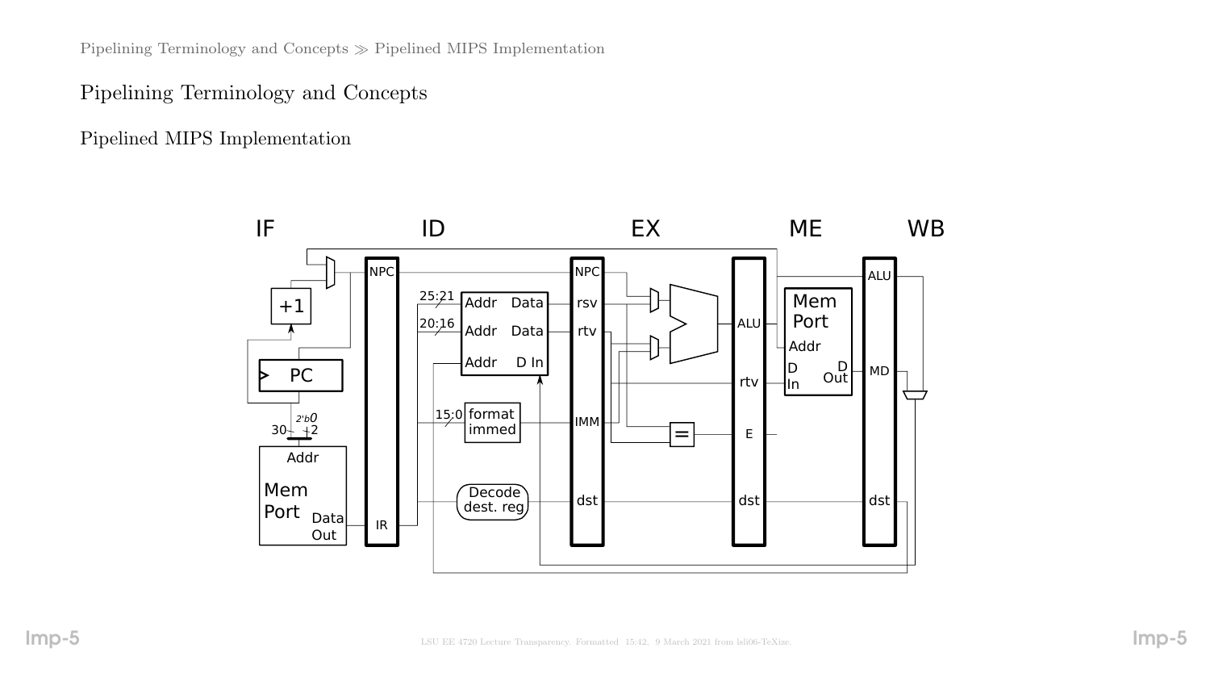## Pipelining Terminology and Concepts

### Pipelined MIPS Implementation

IF ID EX ME WB

NPC, +1, PC, 30, 2'b0, 2, Addr, Mem Port, Data Out, IR

25:21, 20:16, Addr, Data, Addr, Data, Addr, D In, 15:0, format immed, Decode dest. reg

NPC, rsv, rtv, IMM, dst

=, ALU, rtv, E, dst

Mem Port, Addr, D In, D Out

ALU, MD, dst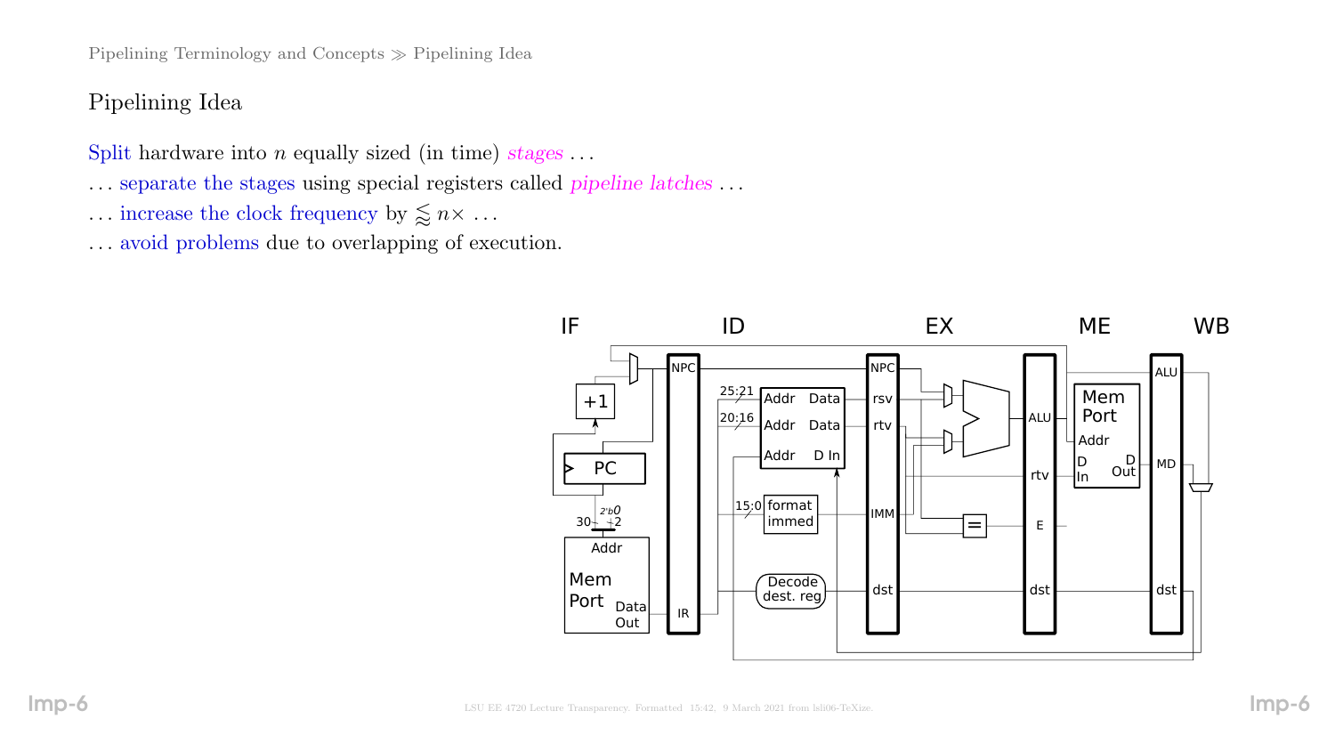## Pipelining Idea

Split hardware into $n$ equally sized (in time) *stages* . . .

. . . separate the stages using special registers called *pipeline latches* . . .

. . . increase the clock frequency by $\lessapprox n\times$ . . .

. . . avoid problems due to overlapping of execution.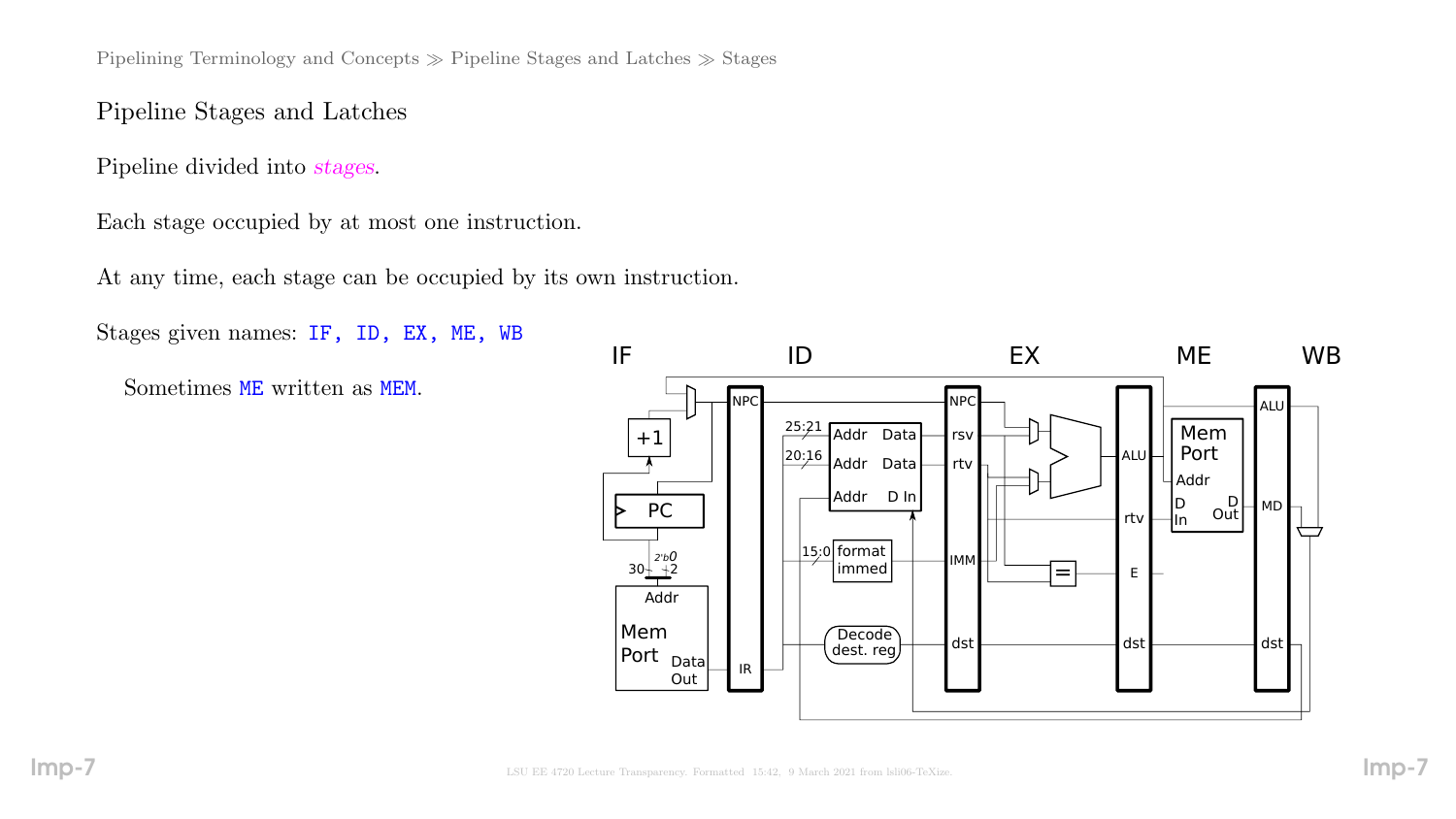Pipelining Terminology and Concepts ≫ Pipeline Stages and Latches ≫ Stages

## Pipeline Stages and Latches

Pipeline divided into *stages*.

Each stage occupied by at most one instruction.

At any time, each stage can be occupied by its own instruction.

Stages given names: `IF, ID, EX, ME, WB`

Sometimes `ME` written as `MEM`.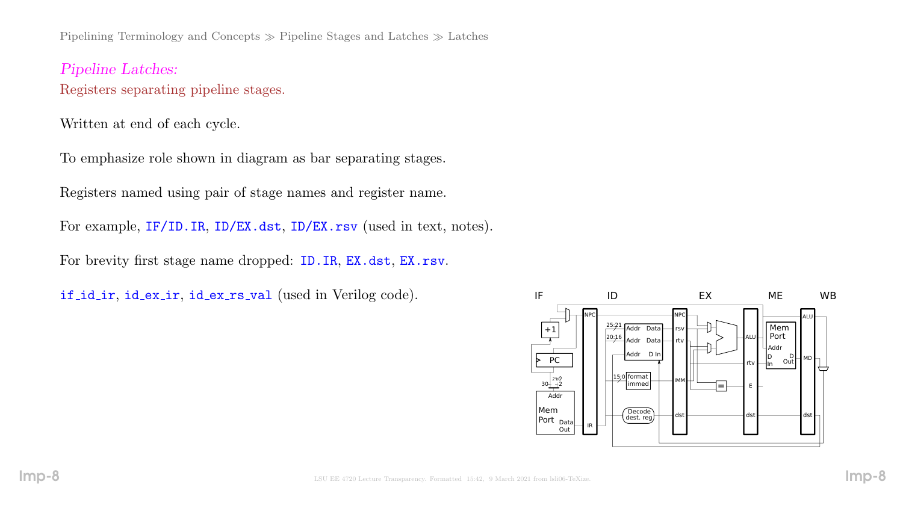## *Pipeline Latches:*

Registers separating pipeline stages.

Written at end of each cycle.

To emphasize role shown in diagram as bar separating stages.

Registers named using pair of stage names and register name.

For example, `IF/ID.IR`, `ID/EX.dst`, `ID/EX.rsv` (used in text, notes).

For brevity first stage name dropped: `ID.IR`, `EX.dst`, `EX.rsv`.

`if_id_ir`, `id_ex_ir`, `id_ex_rs_val` (used in Verilog code).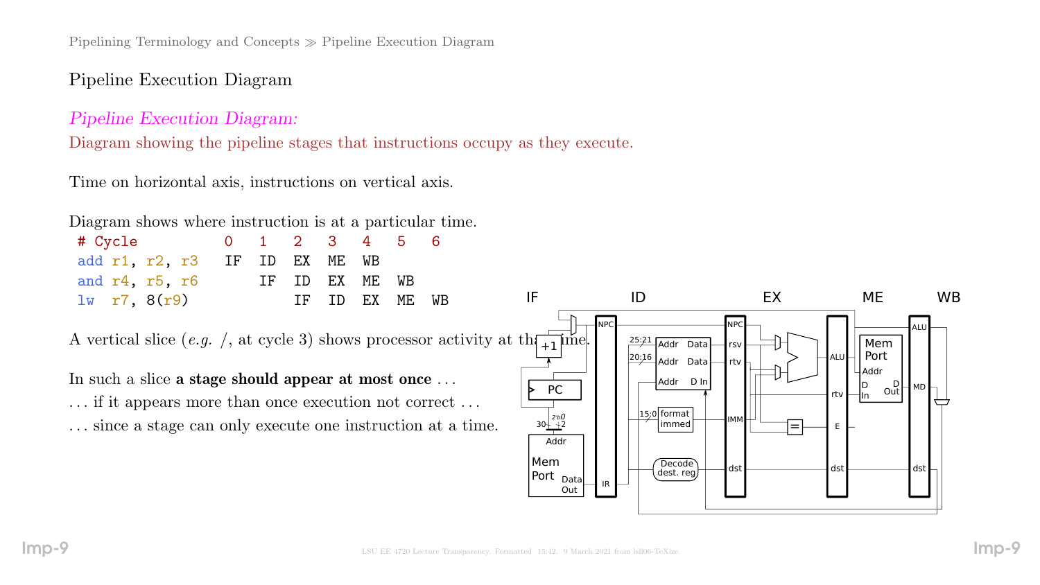# Pipeline Execution Diagram

*Pipeline Execution Diagram:*

Diagram showing the pipeline stages that instructions occupy as they execute.

Time on horizontal axis, instructions on vertical axis.

Diagram shows where instruction is at a particular time.

```
 # Cycle          0   1   2   3   4   5   6
 add r1, r2, r3   IF  ID  EX  ME  WB
 and r4, r5, r6       IF  ID  EX  ME  WB
 lw  r7, 8(r9)            IF  ID  EX  ME  WB
```

A vertical slice (*e.g.* /, at cycle 3) shows processor activity at that time.

In such a slice **a stage should appear at most once** ...

... if it appears more than once execution not correct ...

... since a stage can only execute one instruction at a time.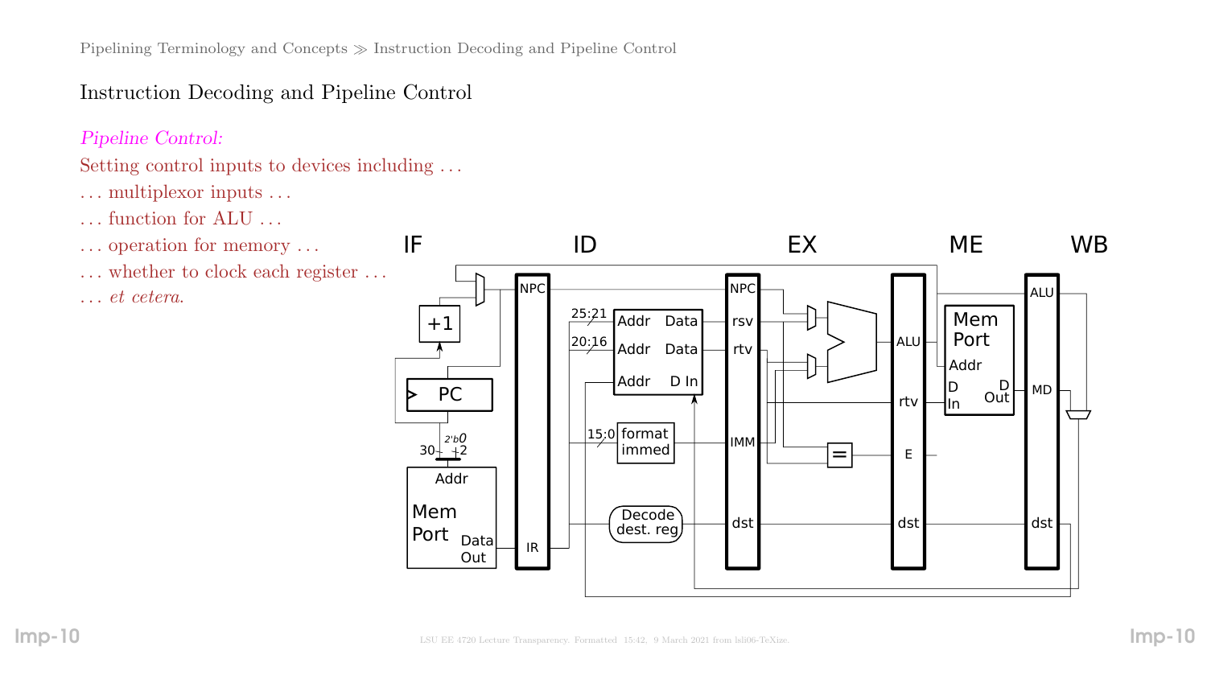# Instruction Decoding and Pipeline Control

*Pipeline Control:*

Setting control inputs to devices including ...

... multiplexor inputs ...

... function for ALU ...

... operation for memory ...

... whether to clock each register ...

... *et cetera.*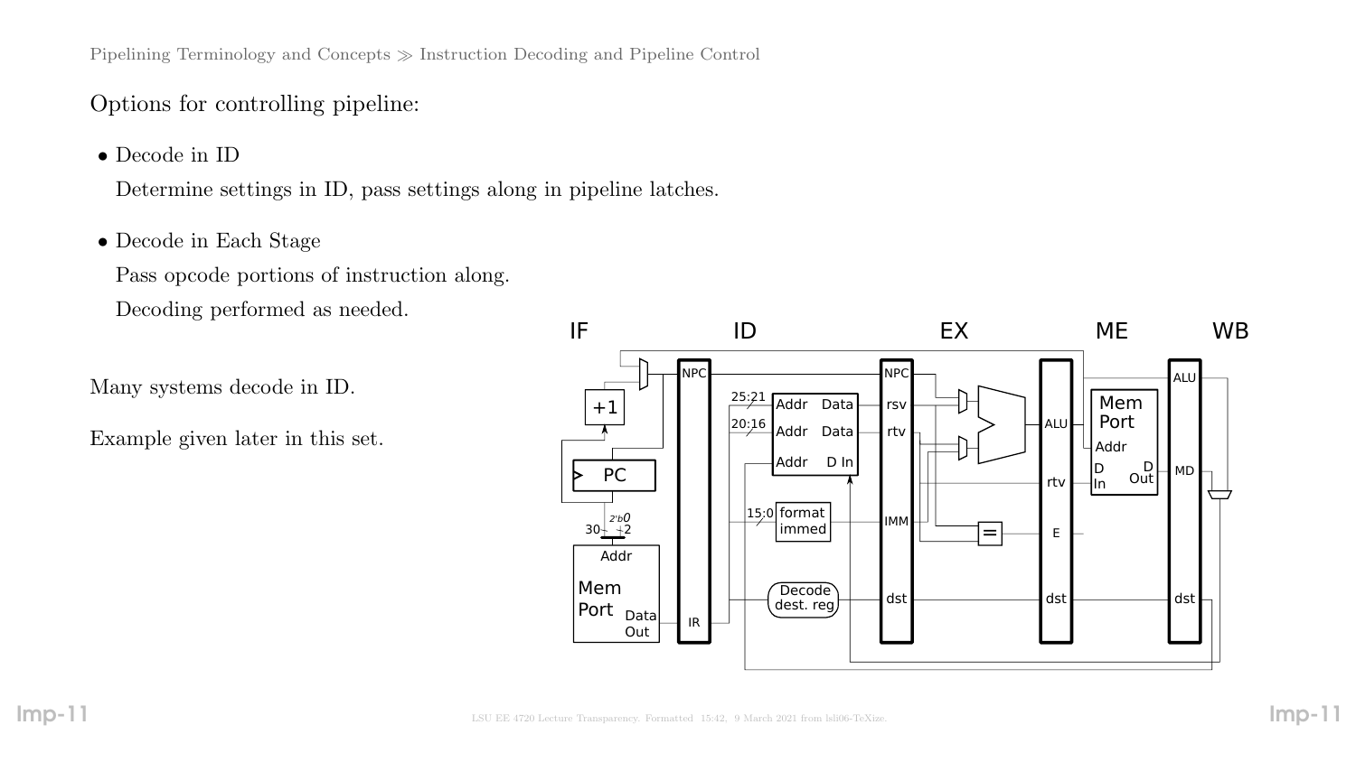Options for controlling pipeline:

- Decode in ID

  Determine settings in ID, pass settings along in pipeline latches.

- Decode in Each Stage

  Pass opcode portions of instruction along.

  Decoding performed as needed.

Many systems decode in ID.

Example given later in this set.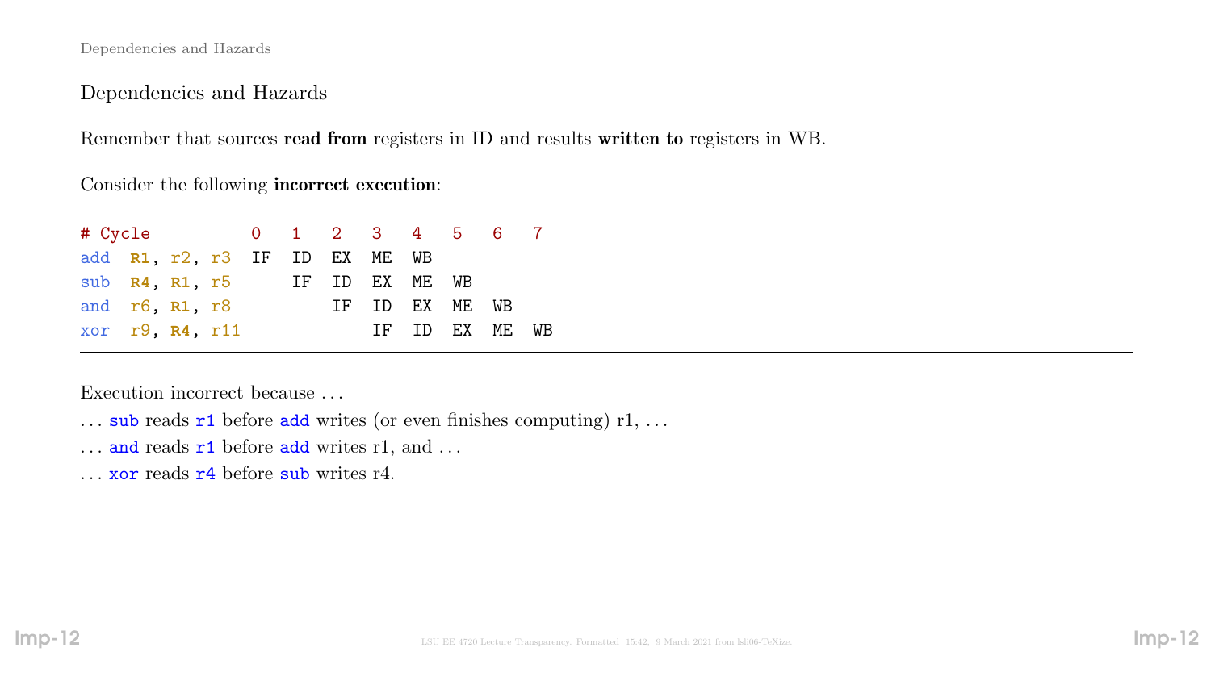## Dependencies and Hazards

Remember that sources **read from** registers in ID and results **written to** registers in WB.

Consider the following **incorrect execution**:

```
# Cycle          0   1   2   3   4   5   6   7
add  R1, r2, r3  IF  ID  EX  ME  WB
sub  R4, R1, r5      IF  ID  EX  ME  WB
and  r6, R1, r8          IF  ID  EX  ME  WB
xor  r9, R4, r11             IF  ID  EX  ME  WB
```

Execution incorrect because …

… `sub` reads `r1` before `add` writes (or even finishes computing) r1, …

… `and` reads `r1` before `add` writes r1, and …

… `xor` reads `r4` before `sub` writes r4.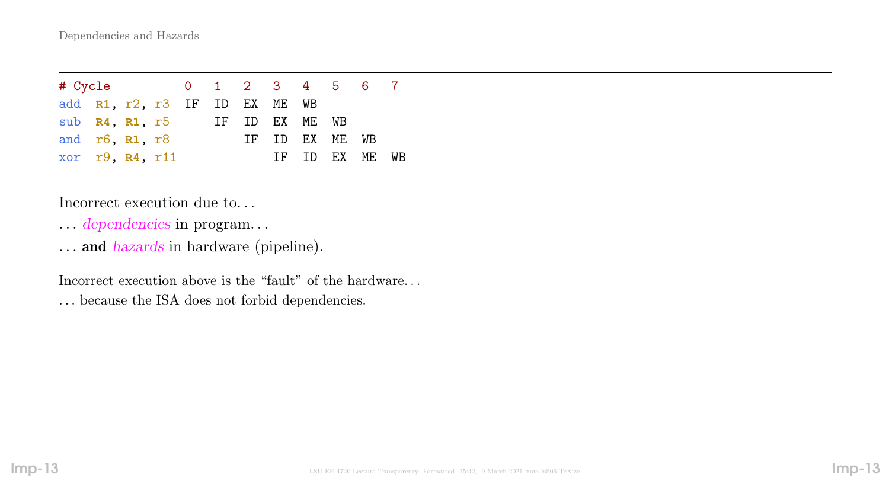```
# Cycle          0   1   2   3   4   5   6   7
add  R1, r2, r3  IF  ID  EX  ME  WB
sub  R4, R1, r5      IF  ID  EX  ME  WB
and  r6, R1, r8          IF  ID  EX  ME  WB
xor  r9, R4, r11             IF  ID  EX  ME  WB
```

Incorrect execution due to…

… *dependencies* in program…

… **and** *hazards* in hardware (pipeline).

Incorrect execution above is the "fault" of the hardware…

… because the ISA does not forbid dependencies.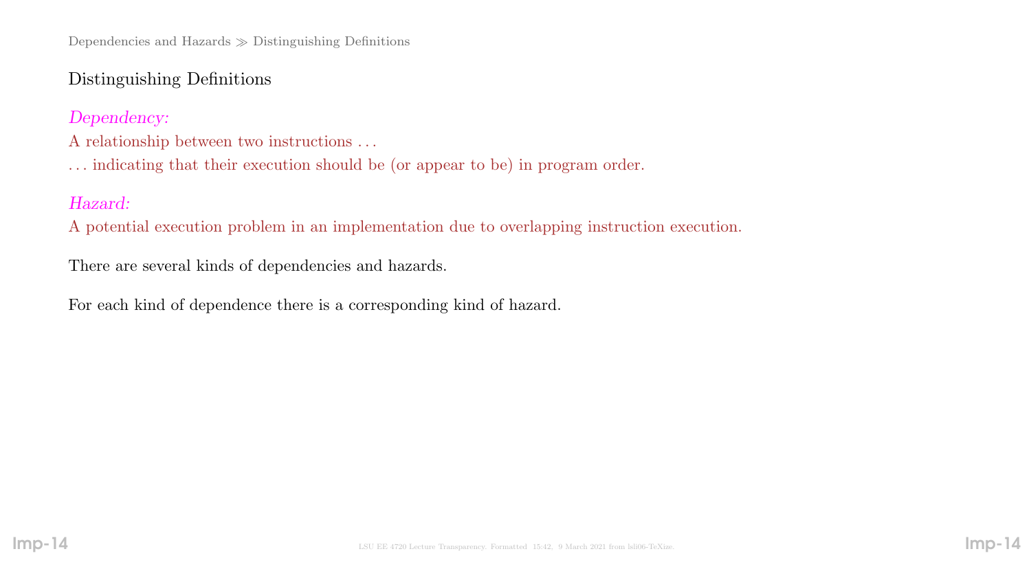## Distinguishing Definitions

*Dependency:*

A relationship between two instructions ...

... indicating that their execution should be (or appear to be) in program order.

*Hazard:*

A potential execution problem in an implementation due to overlapping instruction execution.

There are several kinds of dependencies and hazards.

For each kind of dependence there is a corresponding kind of hazard.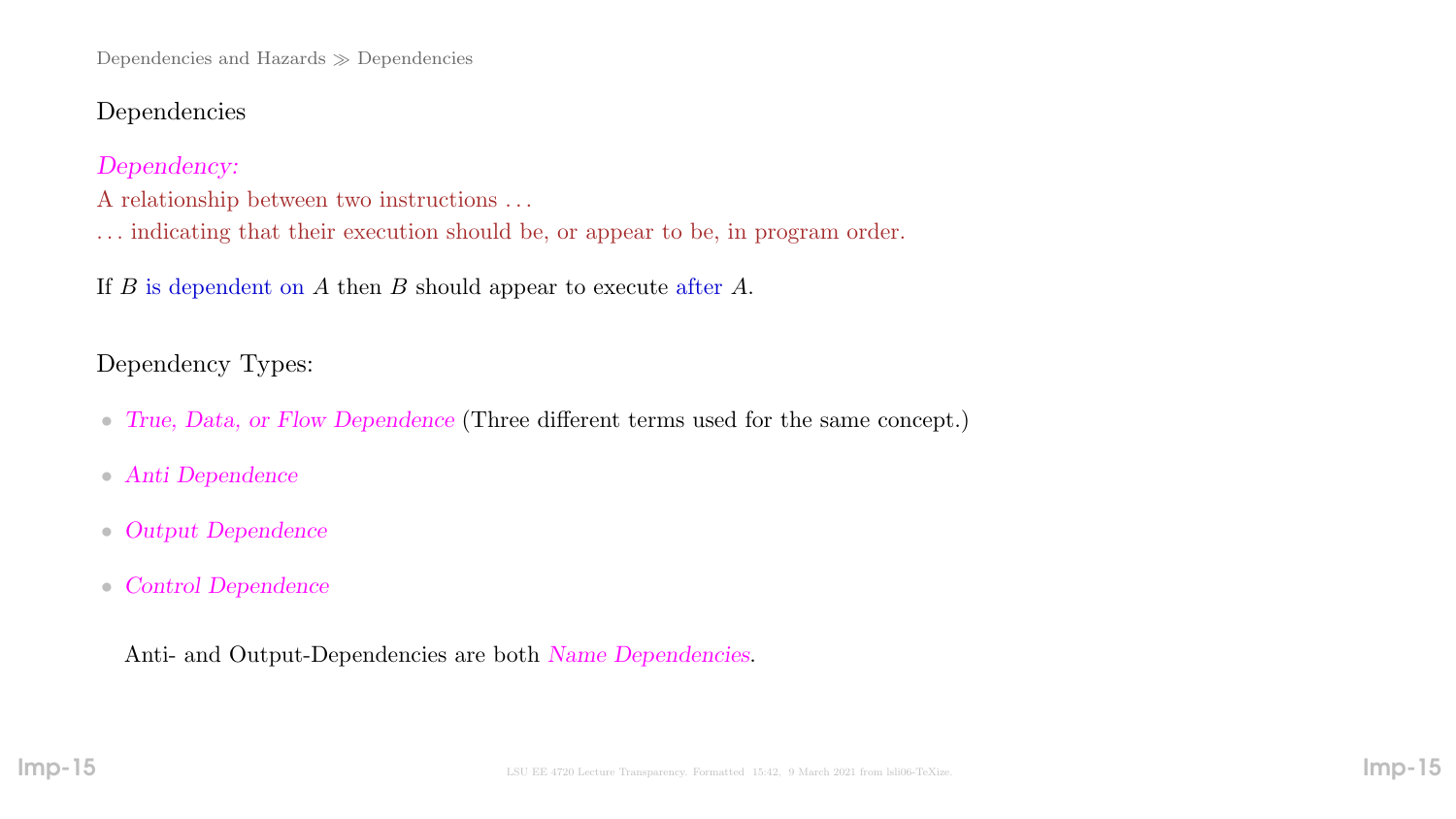## Dependencies

*Dependency:*

A relationship between two instructions . . .

. . . indicating that their execution should be, or appear to be, in program order.

If $B$ is dependent on $A$ then $B$ should appear to execute after $A$.

Dependency Types:

- *True, Data, or Flow Dependence* (Three different terms used for the same concept.)
- *Anti Dependence*
- *Output Dependence*
- *Control Dependence*

Anti- and Output-Dependencies are both *Name Dependencies*.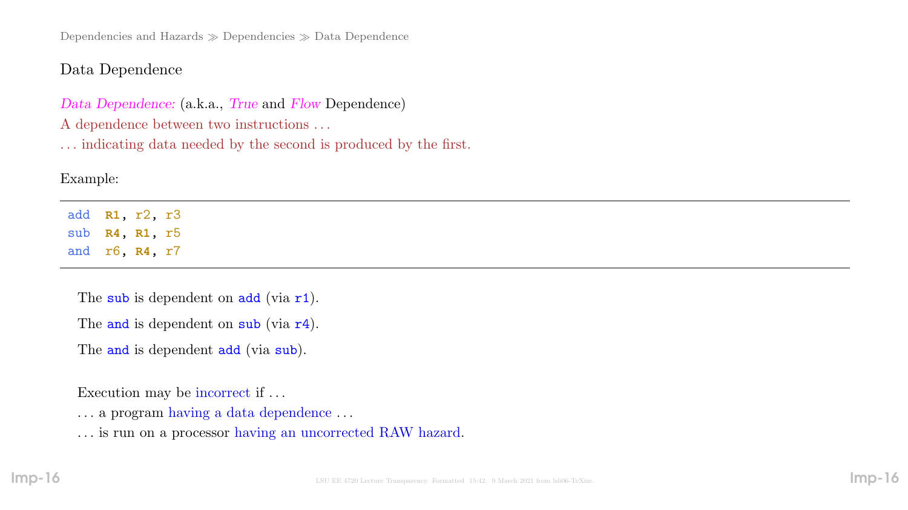Dependencies and Hazards ≫ Dependencies ≫ Data Dependence

## Data Dependence

*Data Dependence:* (a.k.a., *True* and *Flow* Dependence)
A dependence between two instructions ...
... indicating data needed by the second is produced by the first.

Example:

```
add  R1, r2, r3
sub  R4, R1, r5
and  r6, R4, r7
```

The `sub` is dependent on `add` (via `r1`).

The `and` is dependent on `sub` (via `r4`).

The `and` is dependent `add` (via `sub`).

Execution may be incorrect if ...
... a program having a data dependence ...
... is run on a processor having an uncorrected RAW hazard.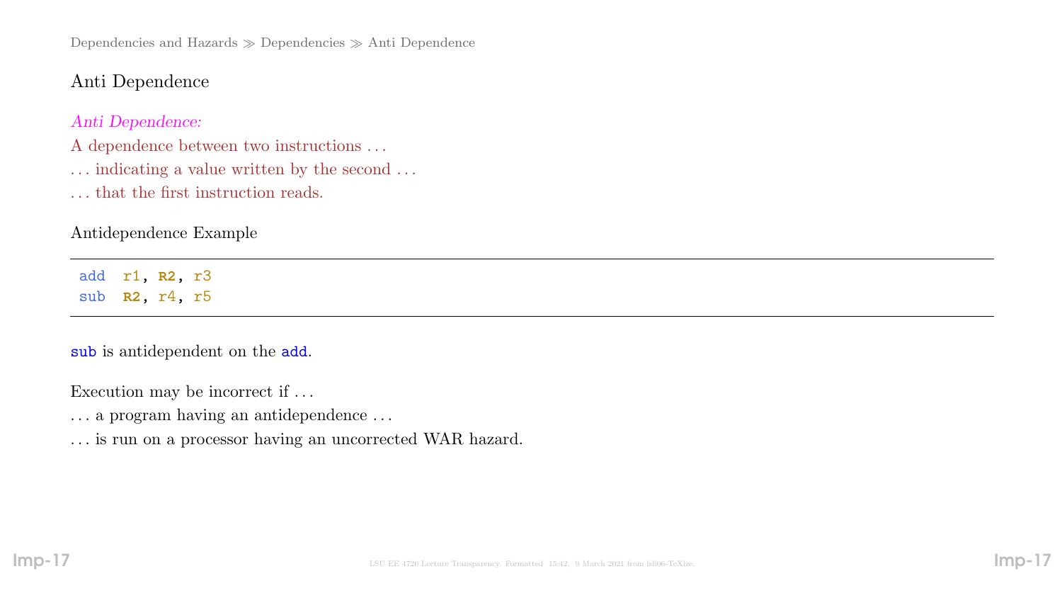## Anti Dependence

*Anti Dependence:*

A dependence between two instructions ...

... indicating a value written by the second ...

... that the first instruction reads.

### Antidependence Example

```
add  r1, R2, r3
sub  R2, r4, r5
```

`sub` is antidependent on the `add`.

Execution may be incorrect if ...

... a program having an antidependence ...

... is run on a processor having an uncorrected WAR hazard.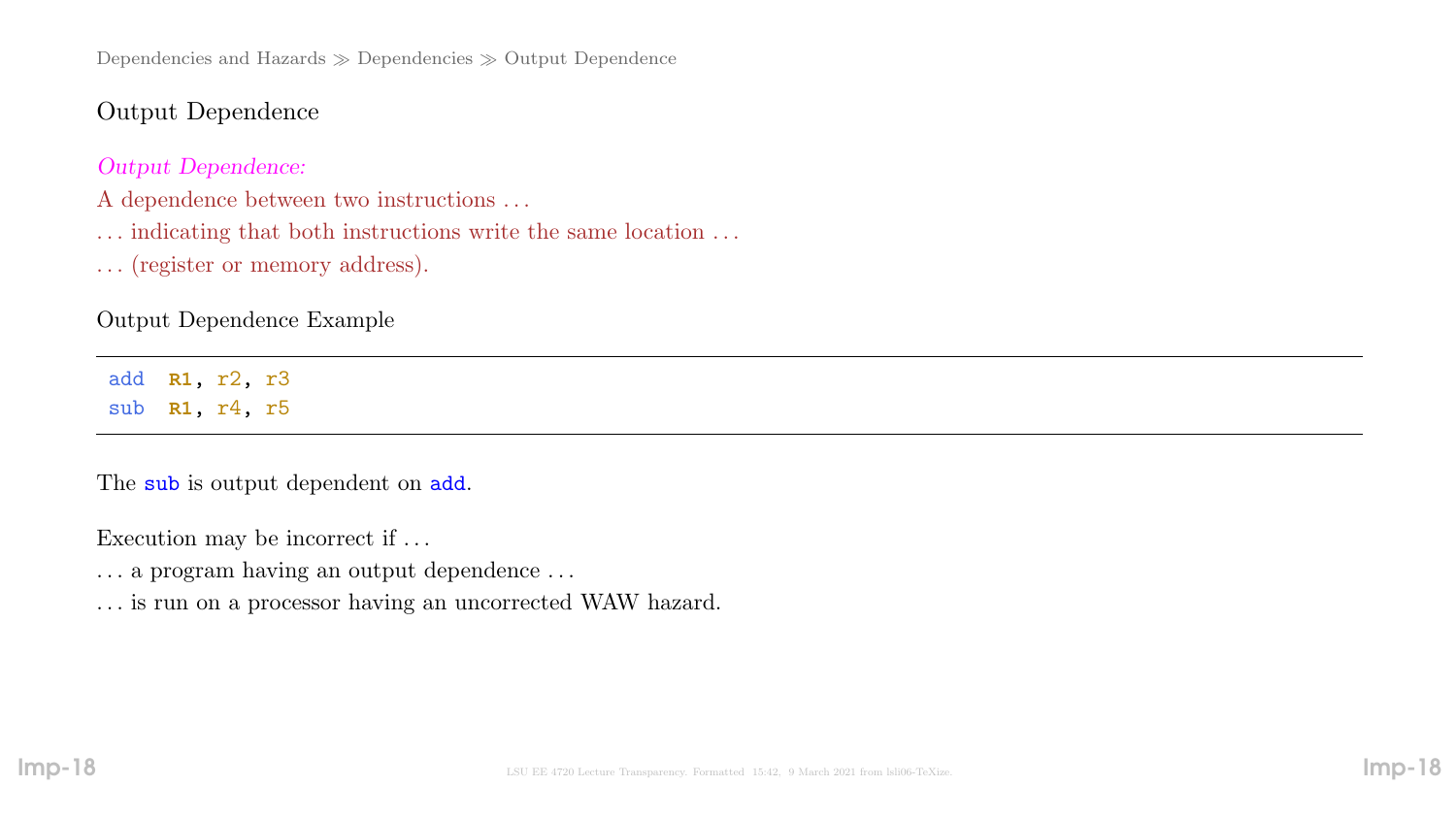# Output Dependence

*Output Dependence:*

A dependence between two instructions . . .

. . . indicating that both instructions write the same location . . .

. . . (register or memory address).

## Output Dependence Example

```
add  R1, r2, r3
sub  R1, r4, r5
```

The `sub` is output dependent on `add`.

Execution may be incorrect if . . .

. . . a program having an output dependence . . .

. . . is run on a processor having an uncorrected WAW hazard.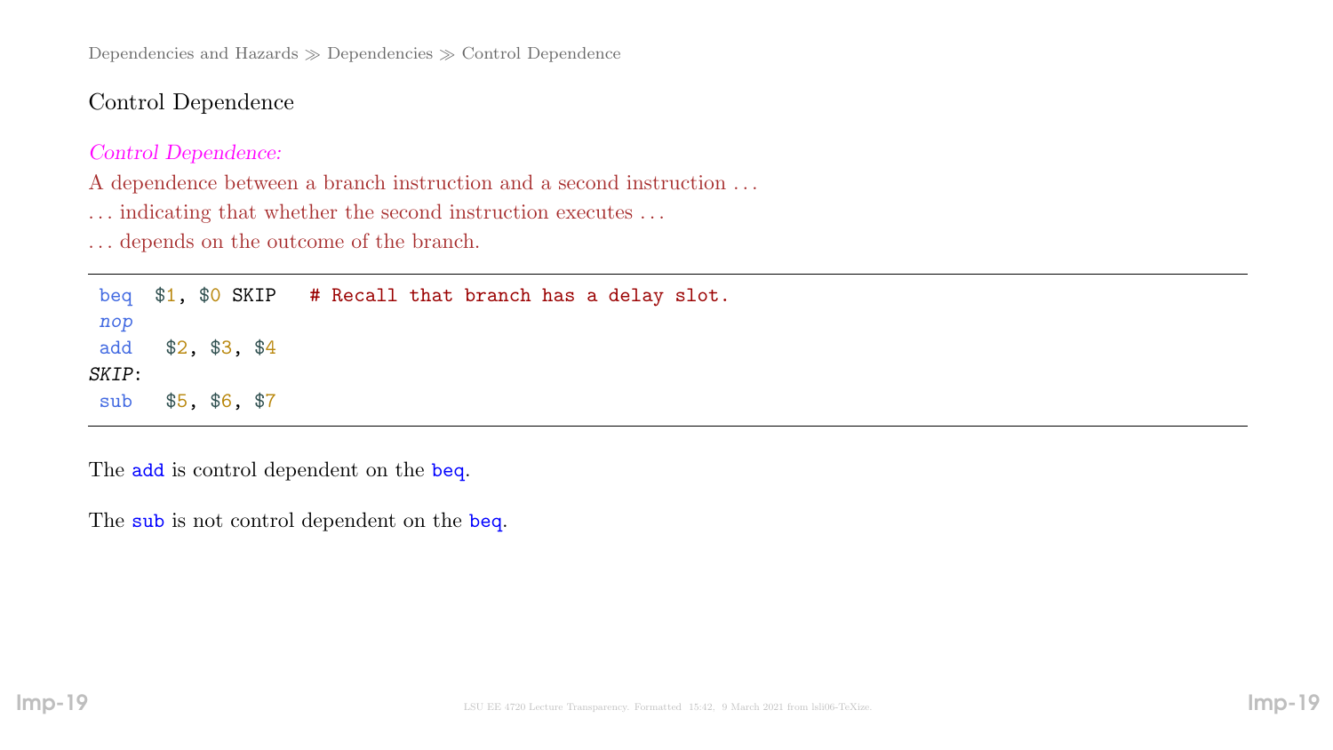## Control Dependence

*Control Dependence:*

A dependence between a branch instruction and a second instruction . . .

. . . indicating that whether the second instruction executes . . .

. . . depends on the outcome of the branch.

```
 beq  $1, $0 SKIP   # Recall that branch has a delay slot.
 nop
 add   $2, $3, $4
SKIP:
 sub   $5, $6, $7
```

The `add` is control dependent on the `beq`.

The `sub` is not control dependent on the `beq`.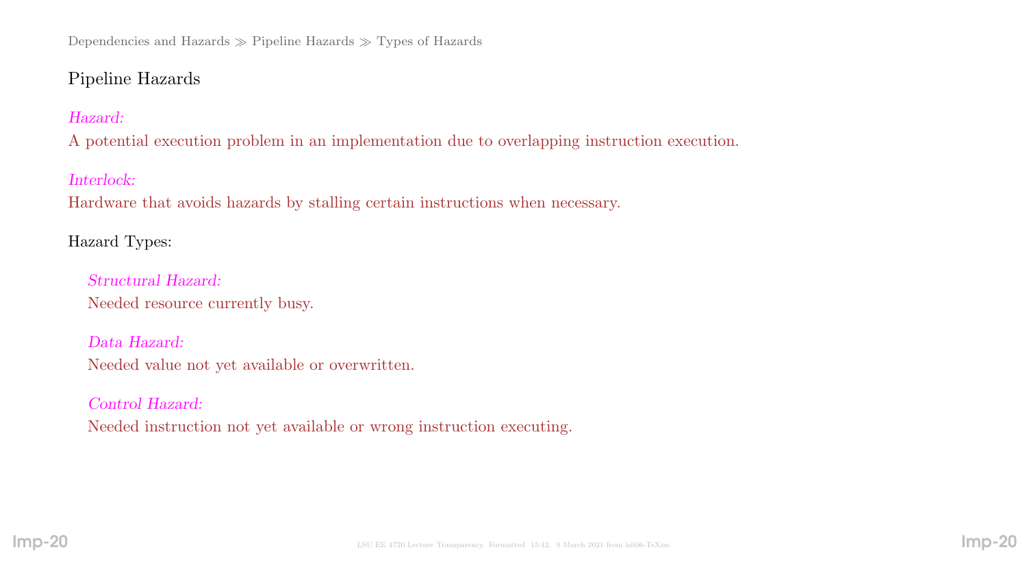Dependencies and Hazards ≫ Pipeline Hazards ≫ Types of Hazards

## Pipeline Hazards

*Hazard:*
A potential execution problem in an implementation due to overlapping instruction execution.

*Interlock:*
Hardware that avoids hazards by stalling certain instructions when necessary.

Hazard Types:

*Structural Hazard:*
Needed resource currently busy.

*Data Hazard:*
Needed value not yet available or overwritten.

*Control Hazard:*
Needed instruction not yet available or wrong instruction executing.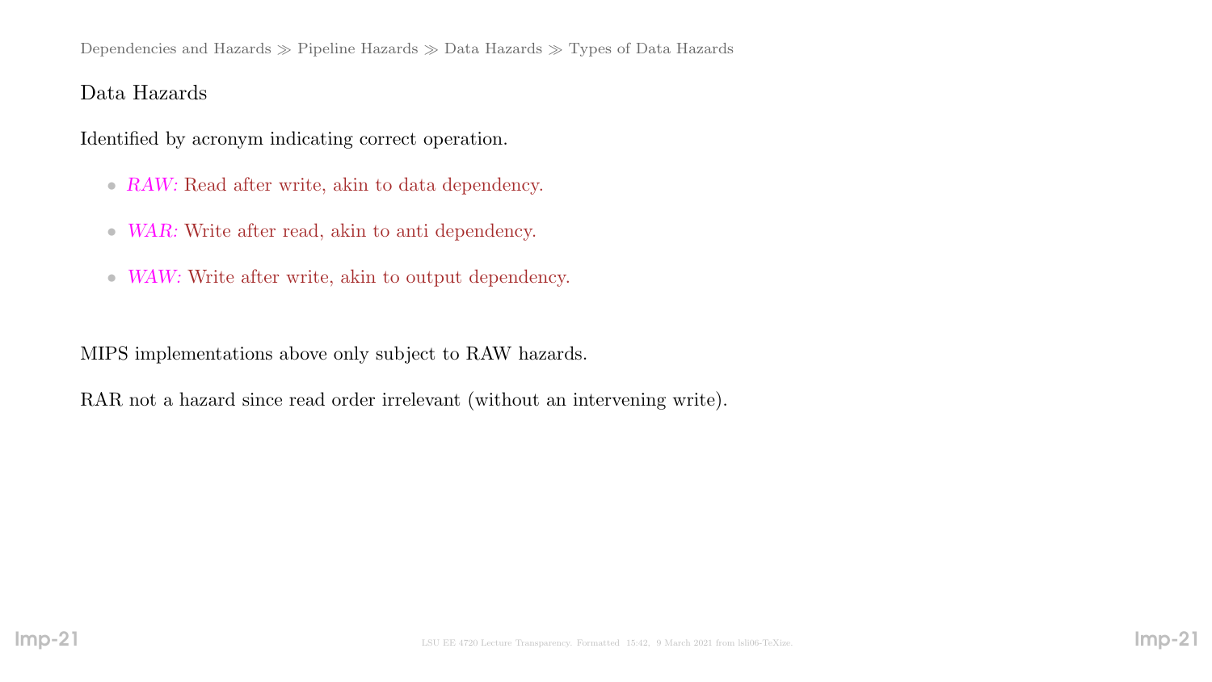## Data Hazards

Identified by acronym indicating correct operation.

- *RAW:* Read after write, akin to data dependency.
- *WAR:* Write after read, akin to anti dependency.
- *WAW:* Write after write, akin to output dependency.

MIPS implementations above only subject to RAW hazards.

RAR not a hazard since read order irrelevant (without an intervening write).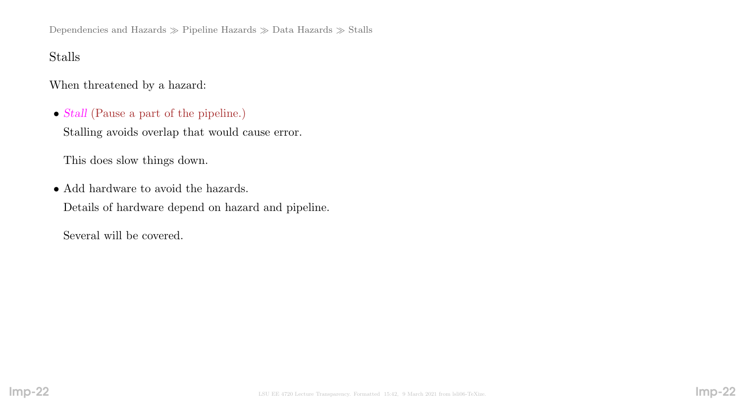Dependencies and Hazards ≫ Pipeline Hazards ≫ Data Hazards ≫ Stalls

## Stalls

When threatened by a hazard:

- *Stall* (Pause a part of the pipeline.)

  Stalling avoids overlap that would cause error.

  This does slow things down.

- Add hardware to avoid the hazards.

  Details of hardware depend on hazard and pipeline.

  Several will be covered.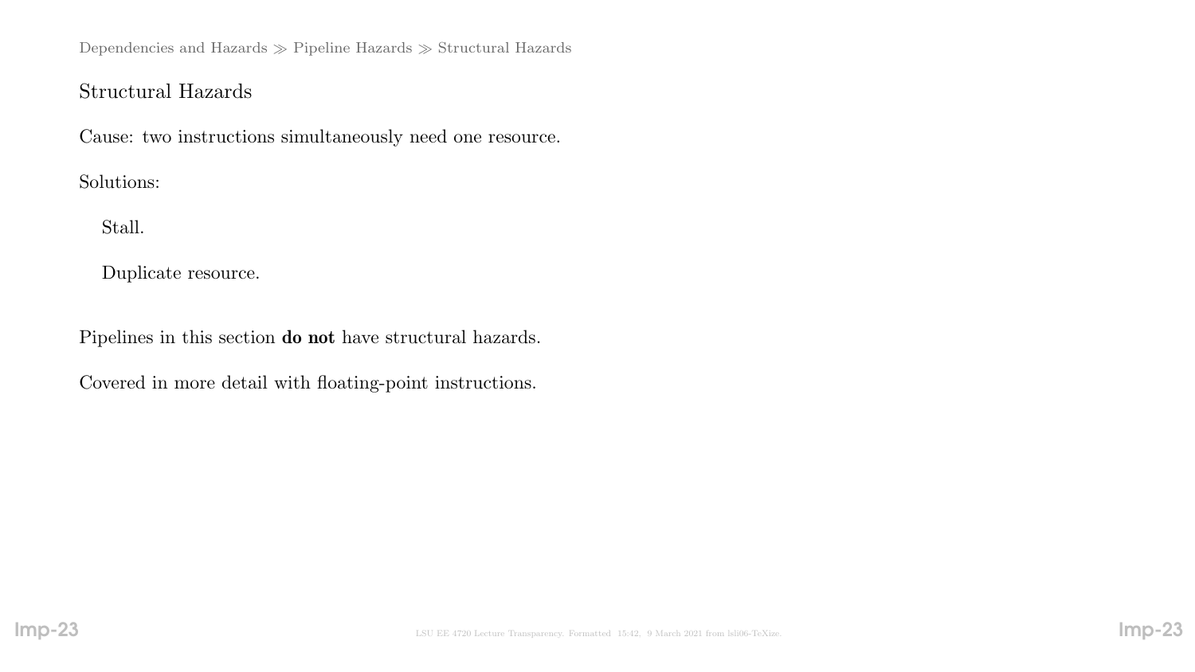## Structural Hazards

Cause: two instructions simultaneously need one resource.

Solutions:

- Stall.
- Duplicate resource.

Pipelines in this section **do not** have structural hazards.

Covered in more detail with floating-point instructions.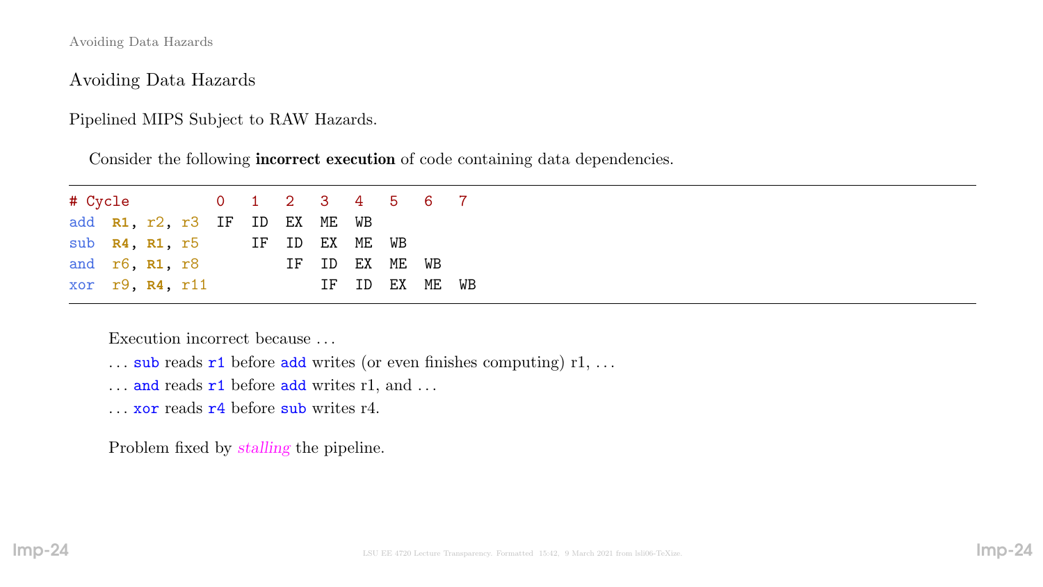## Avoiding Data Hazards

Pipelined MIPS Subject to RAW Hazards.

Consider the following **incorrect execution** of code containing data dependencies.

```
# Cycle          0   1   2   3   4   5   6   7
add  R1, r2, r3  IF  ID  EX  ME  WB
sub  R4, R1, r5      IF  ID  EX  ME  WB
and  r6, R1, r8          IF  ID  EX  ME  WB
xor  r9, R4, r11             IF  ID  EX  ME  WB
```

Execution incorrect because ...

... `sub` reads `r1` before `add` writes (or even finishes computing) r1, ...

... `and` reads `r1` before `add` writes r1, and ...

... `xor` reads `r4` before `sub` writes r4.

Problem fixed by *stalling* the pipeline.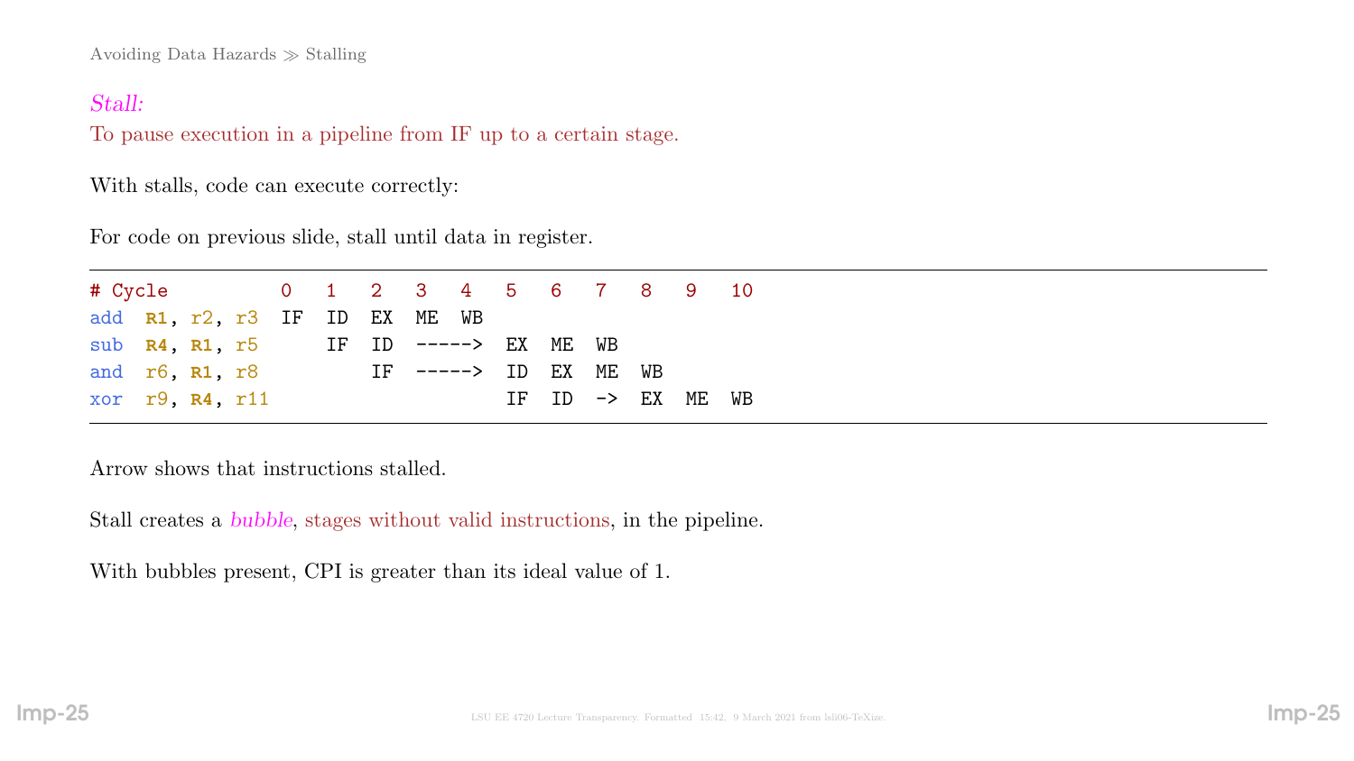Avoiding Data Hazards ≫ Stalling

*Stall:*
To pause execution in a pipeline from IF up to a certain stage.

With stalls, code can execute correctly:

For code on previous slide, stall until data in register.

```
# Cycle          0   1   2   3   4   5   6   7   8   9   10
add  R1, r2, r3  IF  ID  EX  ME  WB
sub  R4, R1, r5      IF  ID  ----->  EX  ME  WB
and  r6, R1, r8          IF  ----->  ID  EX  ME  WB
xor  r9, R4, r11                     IF  ID  ->  EX  ME  WB
```

Arrow shows that instructions stalled.

Stall creates a *bubble*, stages without valid instructions, in the pipeline.

With bubbles present, CPI is greater than its ideal value of 1.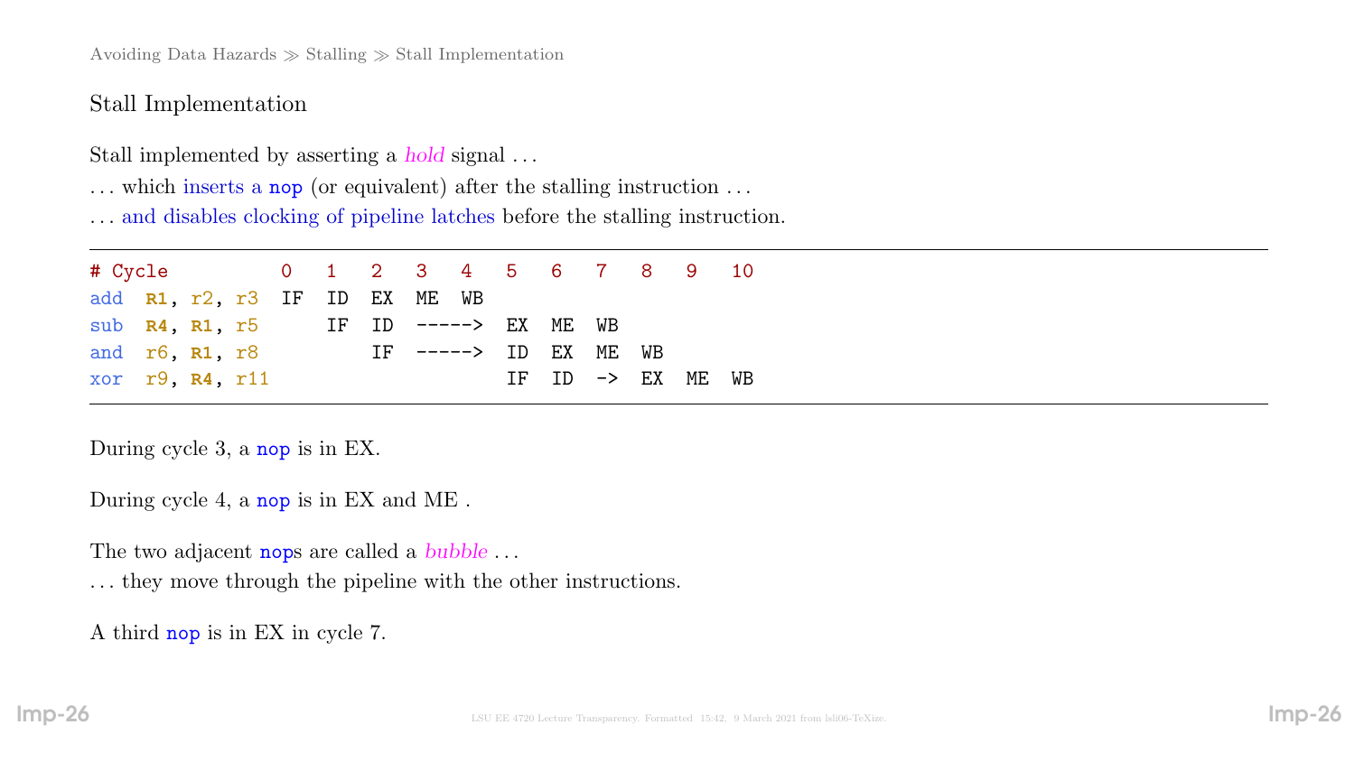## Stall Implementation

Stall implemented by asserting a *hold* signal ...

... which inserts a `nop` (or equivalent) after the stalling instruction ...

... and disables clocking of pipeline latches before the stalling instruction.

```
# Cycle          0   1   2   3   4   5   6   7   8   9   10
add  R1, r2, r3  IF  ID  EX  ME  WB
sub  R4, R1, r5      IF  ID  ----->  EX  ME  WB
and  r6, R1, r8          IF  ----->  ID  EX  ME  WB
xor  r9, R4, r11                     IF  ID  ->  EX  ME  WB
```

During cycle 3, a `nop` is in EX.

During cycle 4, a `nop` is in EX and ME .

The two adjacent `nop`s are called a *bubble* ...

... they move through the pipeline with the other instructions.

A third `nop` is in EX in cycle 7.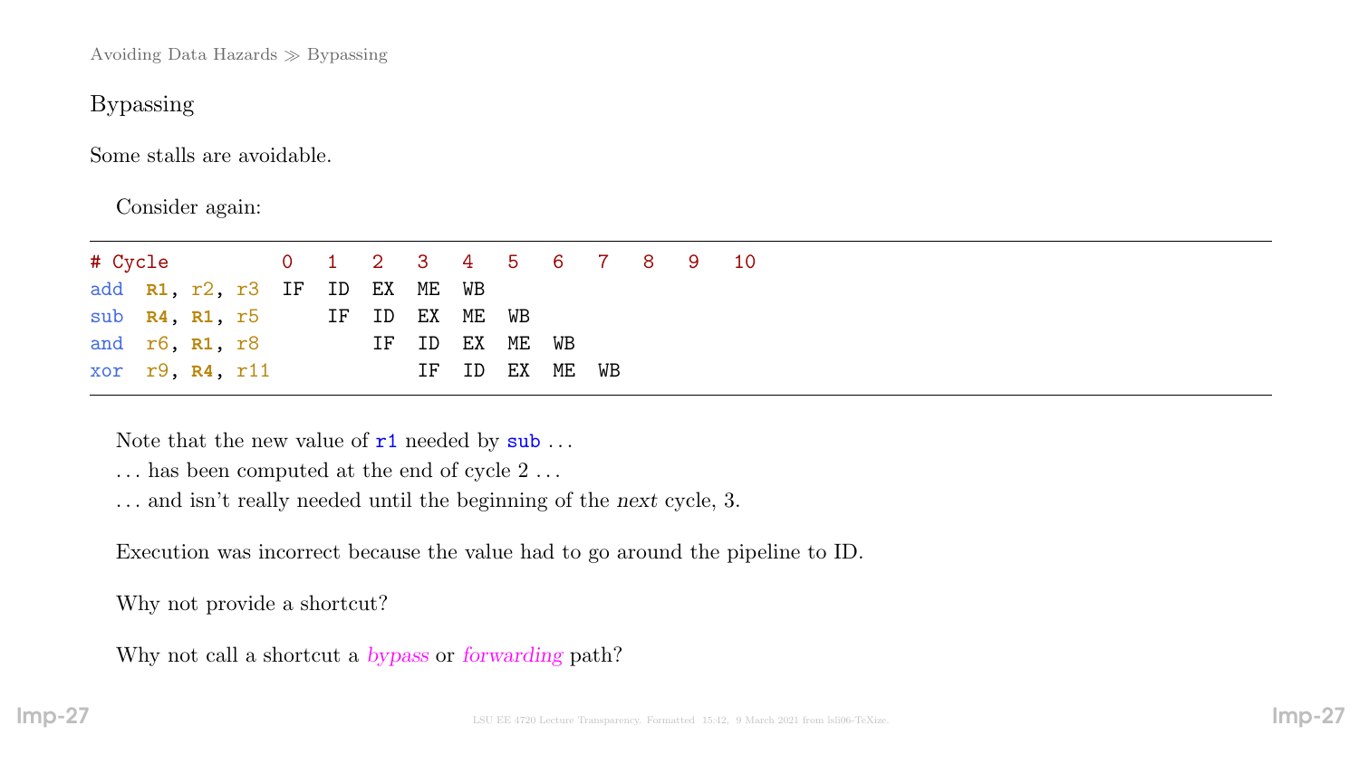Avoiding Data Hazards ≫ Bypassing

## Bypassing

Some stalls are avoidable.

Consider again:

```
# Cycle          0   1   2   3   4   5   6   7   8   9   10
add  R1, r2, r3  IF  ID  EX  ME  WB
sub  R4, R1, r5      IF  ID  EX  ME  WB
and  r6, R1, r8          IF  ID  EX  ME  WB
xor  r9, R4, r11             IF  ID  EX  ME  WB
```

Note that the new value of r1 needed by sub . . .

. . . has been computed at the end of cycle 2 . . .

. . . and isn't really needed until the beginning of the *next* cycle, 3.

Execution was incorrect because the value had to go around the pipeline to ID.

Why not provide a shortcut?

Why not call a shortcut a *bypass* or *forwarding* path?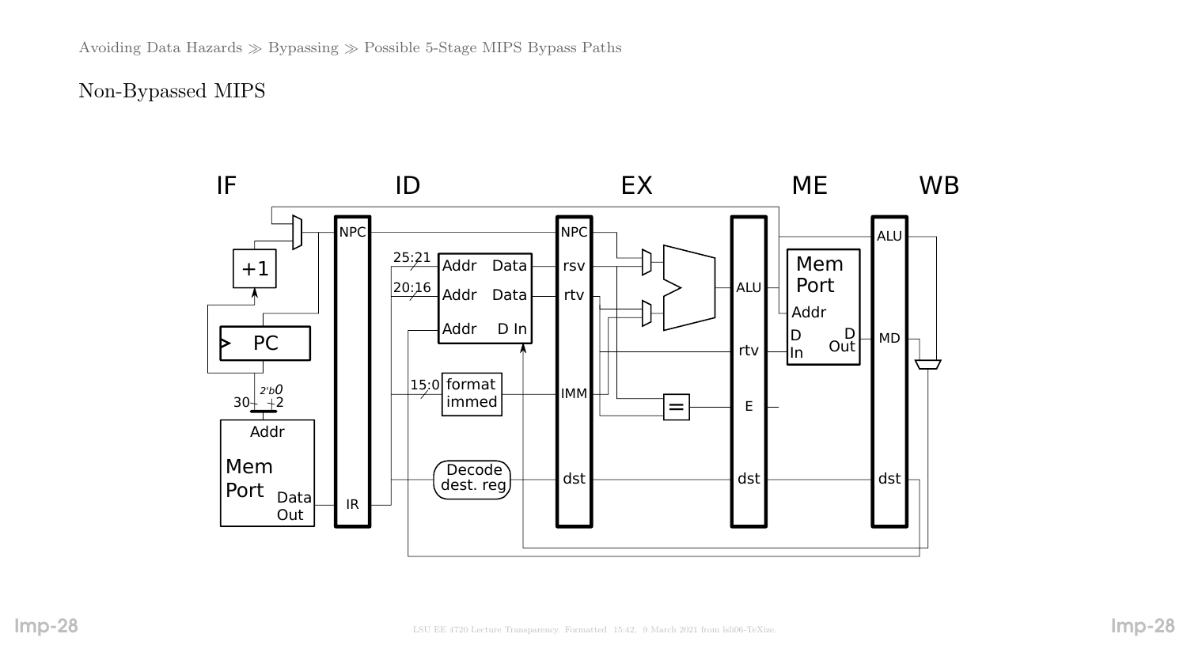Avoiding Data Hazards ≫ Bypassing ≫ Possible 5-Stage MIPS Bypass Paths

# Non-Bypassed MIPS

IF ID EX ME WB

NPC, IR, +1, PC, Addr, Mem Port, Data Out, 30, 2'b0, 2, 25:21, 20:16, 15:0, Addr Data, Addr Data, Addr D In, format immed, Decode dest. reg, NPC, rsv, rtv, IMM, dst, =, ALU, rtv, E, dst, Mem Port, Addr, D In, D Out, ALU, MD, dst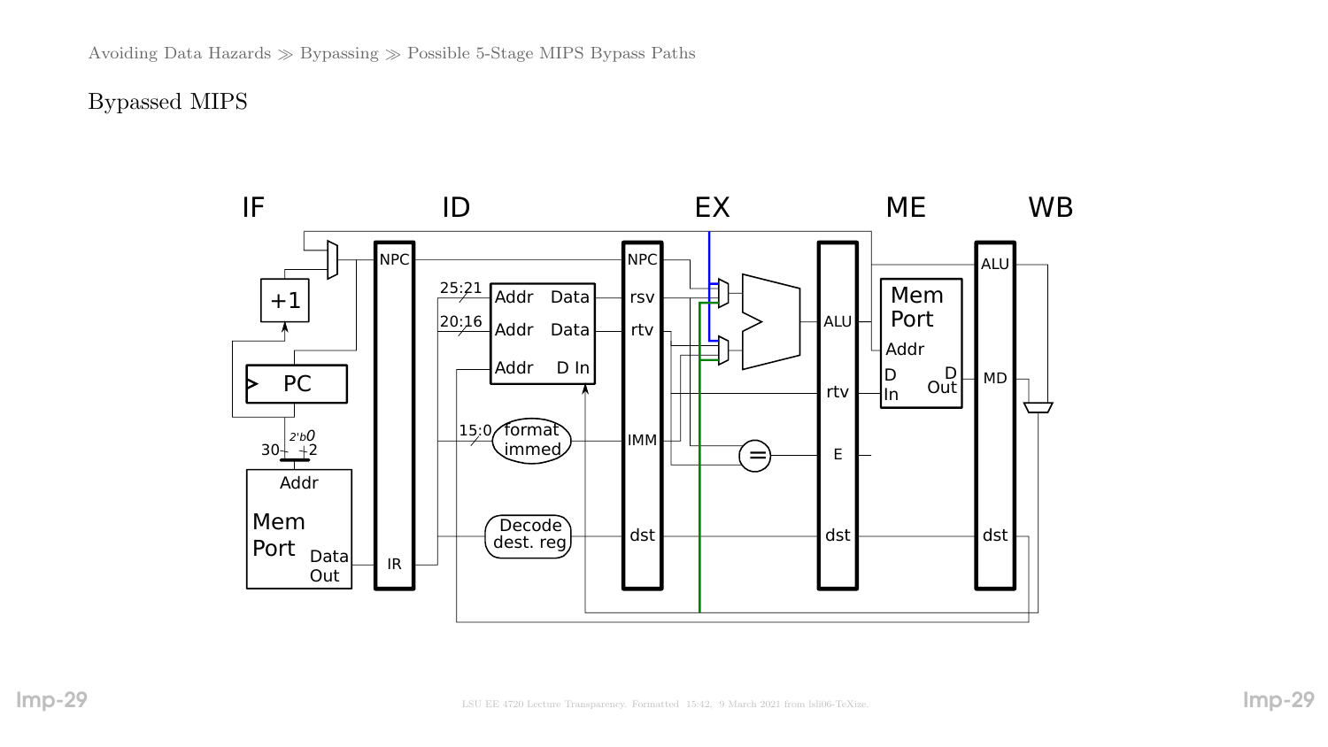# Bypassed MIPS

IF ID EX ME WB

NPC, +1, PC, 30, 2'b0, 2, Addr, Mem Port, Data Out, NPC, IR, 25:21, 20:16, 15:0, Addr Data, Addr Data, Addr D In, format immed, Decode dest. reg, NPC, rsv, rtv, IMM, dst, =, ALU, rtv, E, dst, Mem Port, Addr, D In, D Out, ALU, MD, dst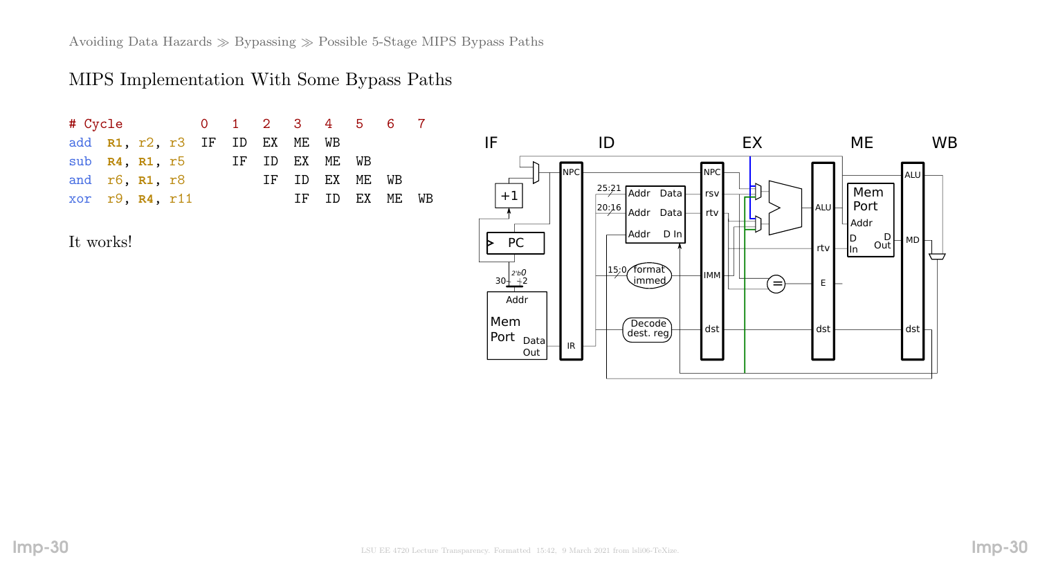Avoiding Data Hazards ≫ Bypassing ≫ Possible 5-Stage MIPS Bypass Paths

## MIPS Implementation With Some Bypass Paths

```
# Cycle          0   1   2   3   4   5   6   7
add  R1, r2, r3  IF  ID  EX  ME  WB
sub  R4, R1, r5      IF  ID  EX  ME  WB
and  r6, R1, r8          IF  ID  EX  ME  WB
xor  r9, R4, r11             IF  ID  EX  ME  WB
```

It works!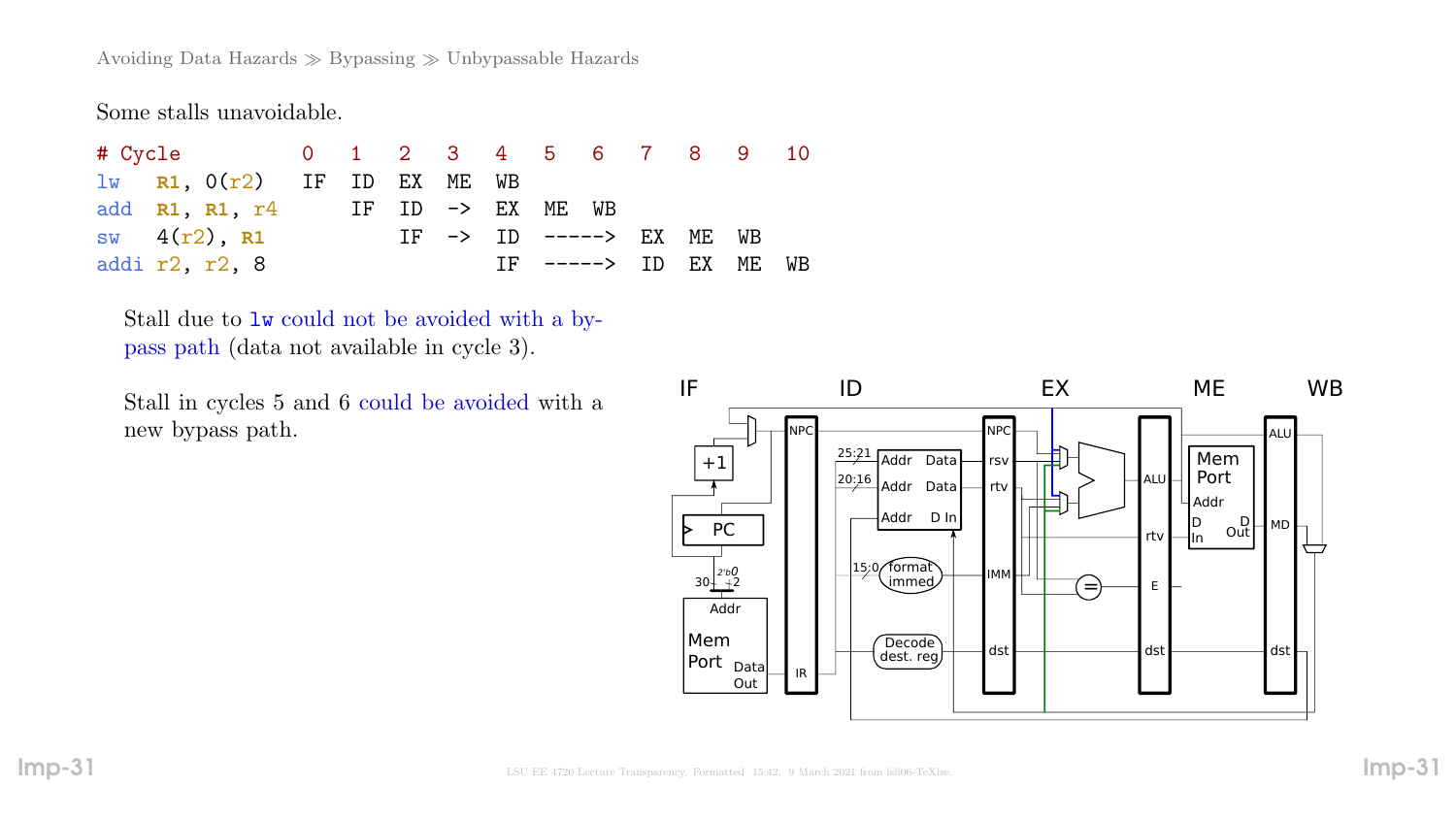Avoiding Data Hazards ≫ Bypassing ≫ Unbypassable Hazards

Some stalls unavoidable.

```
# Cycle          0   1   2   3   4   5   6   7   8   9   10
lw   R1, 0(r2)   IF  ID  EX  ME  WB
add  R1, R1, r4      IF  ID  ->  EX  ME  WB
sw   4(r2), R1           IF  ->  ID  ----->  EX  ME  WB
addi r2, r2, 8               IF  ----->  ID  EX  ME  WB
```

Stall due to `lw` could not be avoided with a bypass path (data not available in cycle 3).

Stall in cycles 5 and 6 could be avoided with a new bypass path.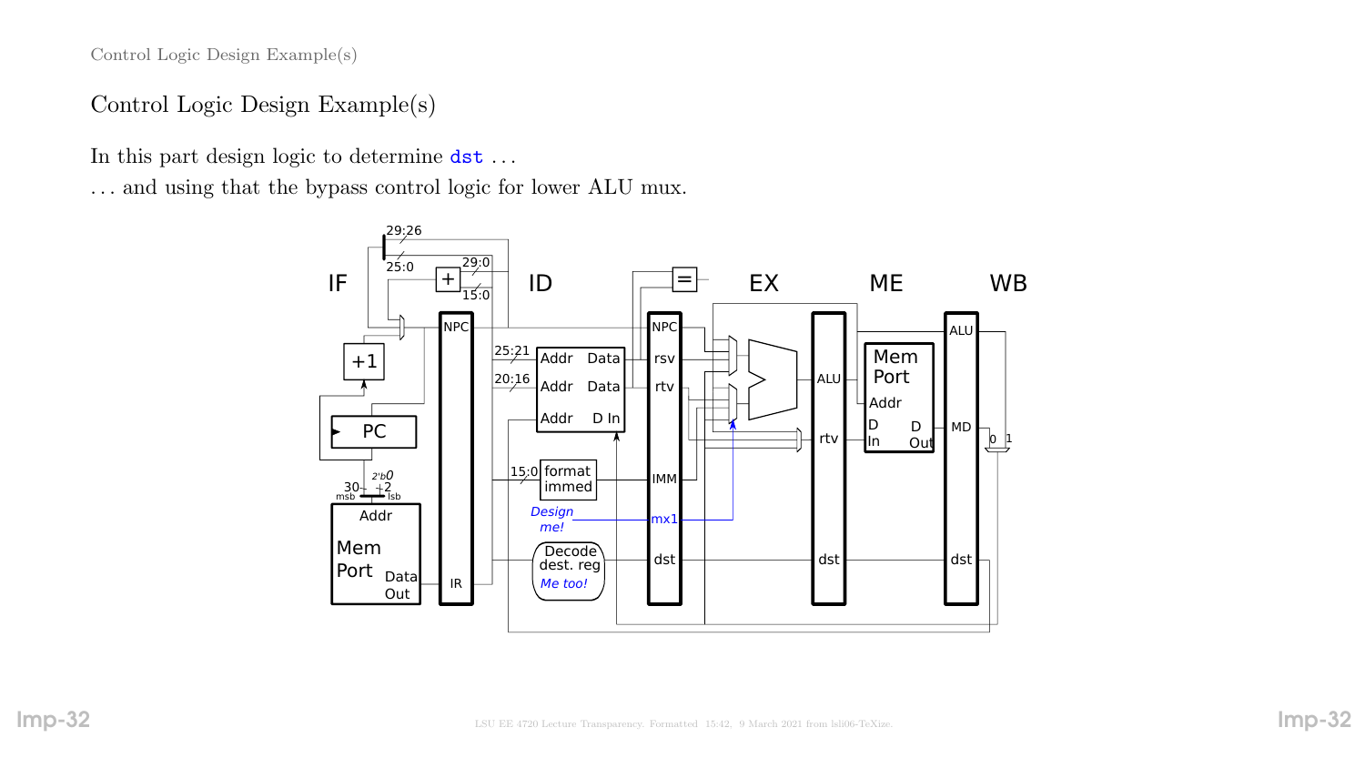## Control Logic Design Example(s)

In this part design logic to determine `dst` ...

... and using that the bypass control logic for lower ALU mux.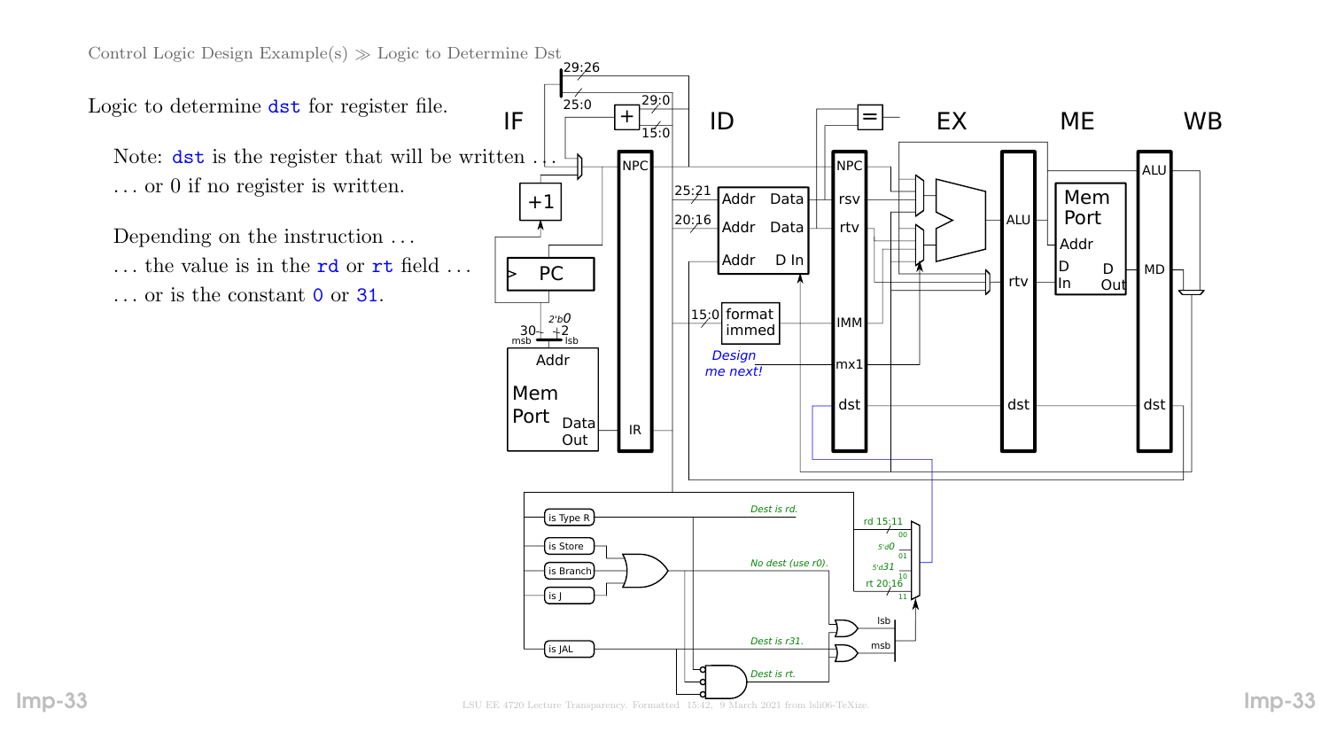Logic to determine `dst` for register file.

Note: `dst` is the register that will be written . . .
. . . or 0 if no register is written.

Depending on the instruction . . .
. . . the value is in the `rd` or `rt` field . . .
. . . or is the constant `0` or `31`.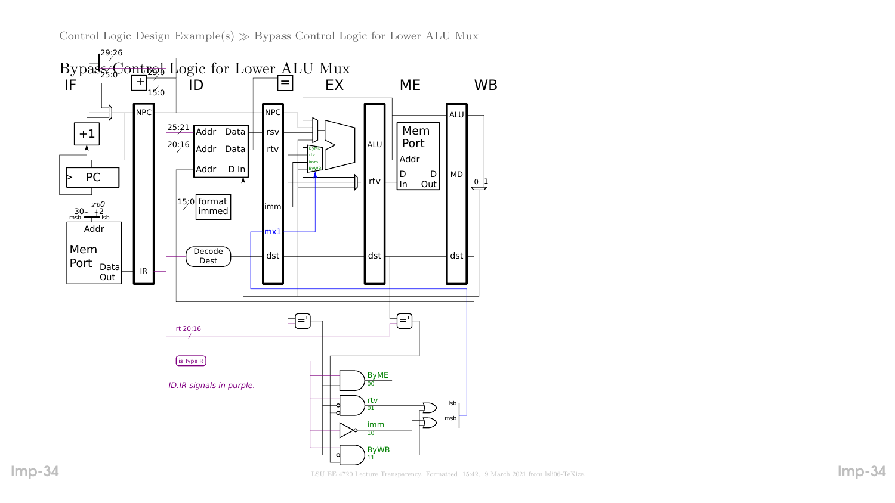# Bypass Control Logic for Lower ALU Mux

IF ID EX ME WB

29:26
25:0
29:0
15:0
NPC
+1
PC
2'b0
30
2
msb
lsb
Addr
Mem Port
Data Out
IR
25:21
20:16
Addr Data
Addr Data
Addr D In
15:0
format immed
Decode Dest
NPC
rsv
rtv
imm
mx1
dst
=
ByME
rtv
imm
ByWB
ALU
rtv
dst
Mem Port
Addr
D In
D Out
ALU
MD
dst
0 1
='
='
rt 20:16
is Type R

*ID.IR signals in purple.*

ByME 00
rtv 01
imm 10
ByWB 11
lsb
msb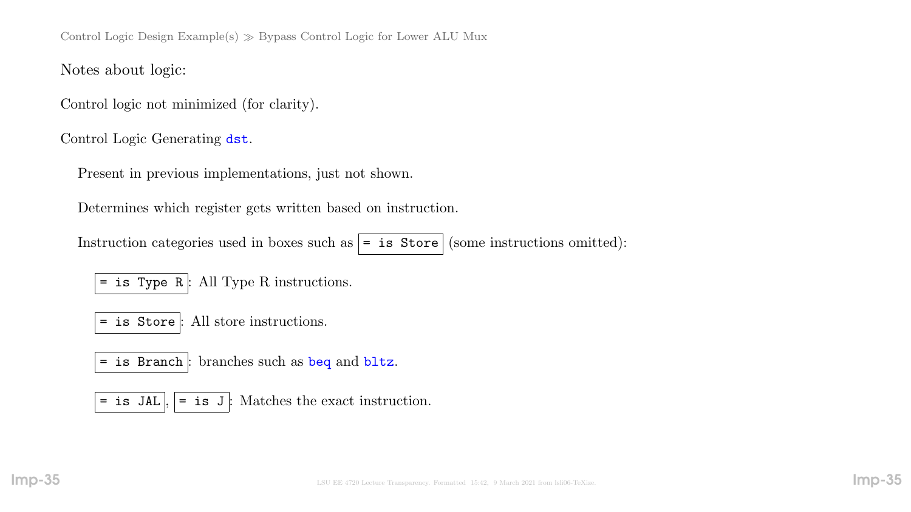Control Logic Design Example(s) ≫ Bypass Control Logic for Lower ALU Mux

Notes about logic:

Control logic not minimized (for clarity).

Control Logic Generating `dst`.

Present in previous implementations, just not shown.

Determines which register gets written based on instruction.

Instruction categories used in boxes such as `= is Store` (some instructions omitted):

- `= is Type R`: All Type R instructions.
- `= is Store`: All store instructions.
- `= is Branch`: branches such as `beq` and `bltz`.
- `= is JAL`, `= is J`: Matches the exact instruction.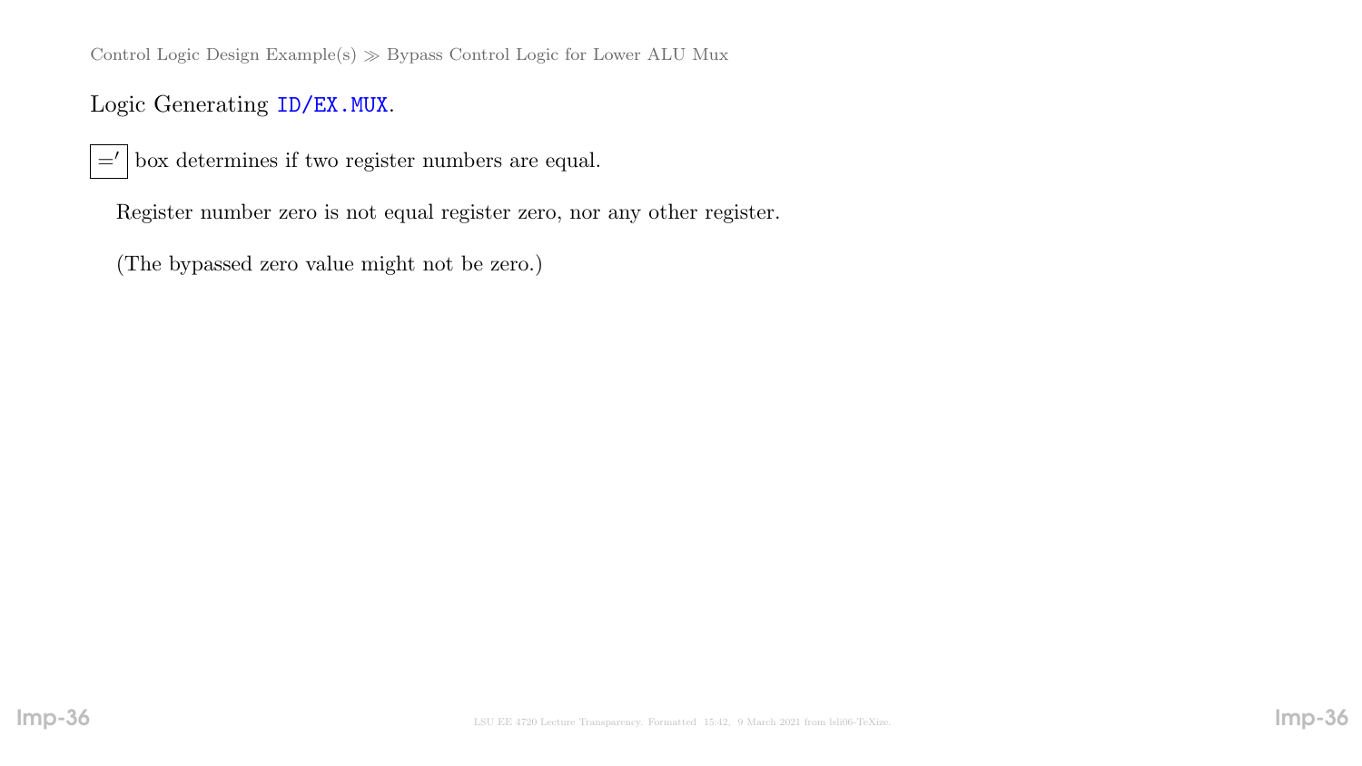Control Logic Design Example(s) ≫ Bypass Control Logic for Lower ALU Mux

## Logic Generating `ID/EX.MUX`.

$\boxed{=']}$ box determines if two register numbers are equal.

Register number zero is not equal register zero, nor any other register.

(The bypassed zero value might not be zero.)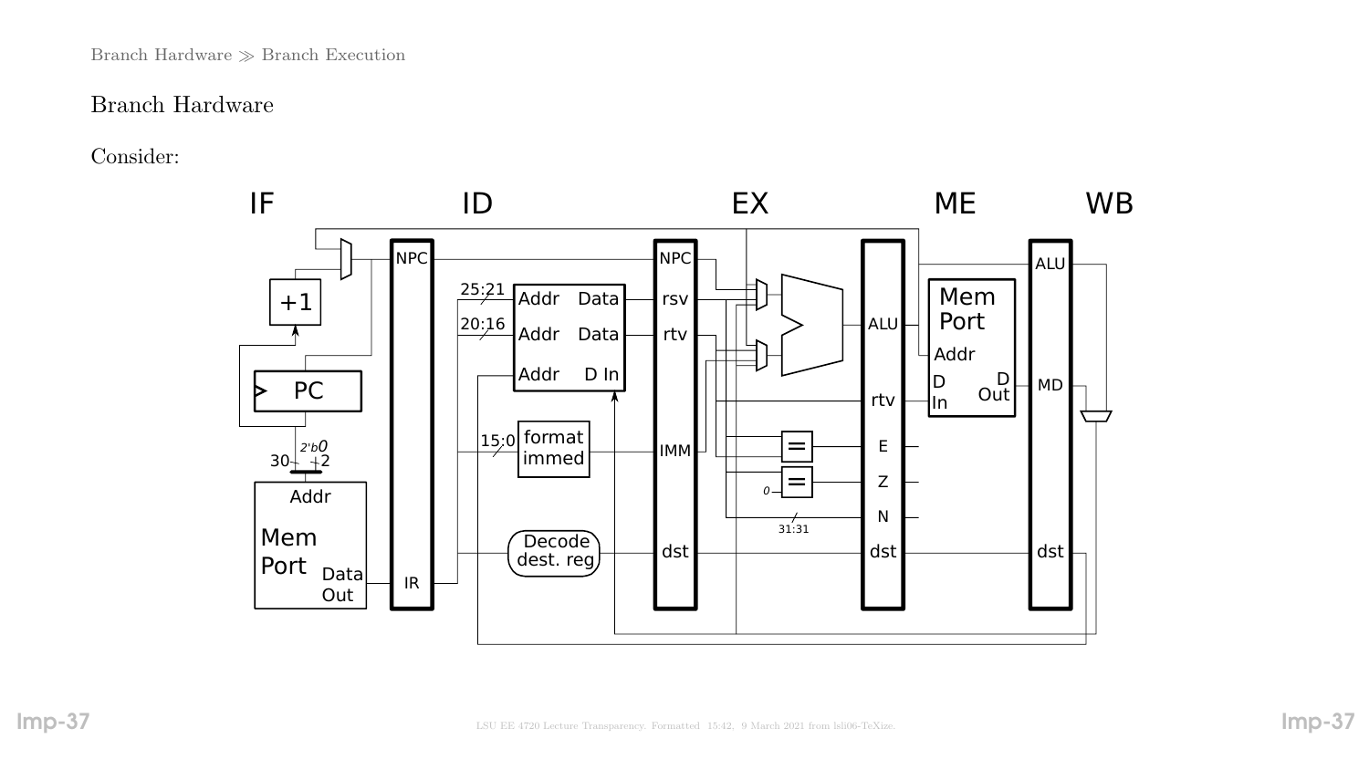## Branch Hardware

Consider: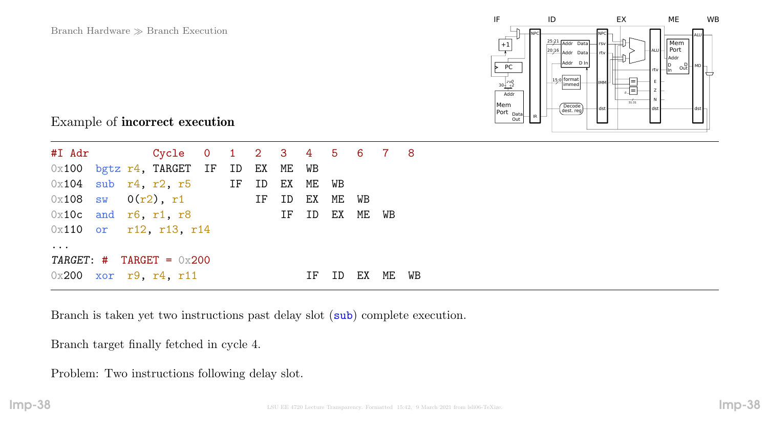Branch Hardware ≫ Branch Execution

Example of **incorrect execution**

| #I Adr | | Cycle | 0 | 1 | 2 | 3 | 4 | 5 | 6 | 7 | 8 |
|---|---|---|---|---|---|---|---|---|---|---|---|
| 0x100 | bgtz | r4, TARGET | IF | ID | EX | ME | WB | | | | |
| 0x104 | sub | r4, r2, r5 | | IF | ID | EX | ME | WB | | | |
| 0x108 | sw | 0(r2), r1 | | | IF | ID | EX | ME | WB | | |
| 0x10c | and | r6, r1, r8 | | | | IF | ID | EX | ME | WB | |
| 0x110 | or | r12, r13, r14 | | | | | | | | | |
| ... | | | | | | | | | | | |
| *TARGET*: # | TARGET = 0x200 | | | | | | | | | | |
| 0x200 | xor | r9, r4, r11 | | | | | IF | ID | EX | ME | WB |

Branch is taken yet two instructions past delay slot (sub) complete execution.

Branch target finally fetched in cycle 4.

Problem: Two instructions following delay slot.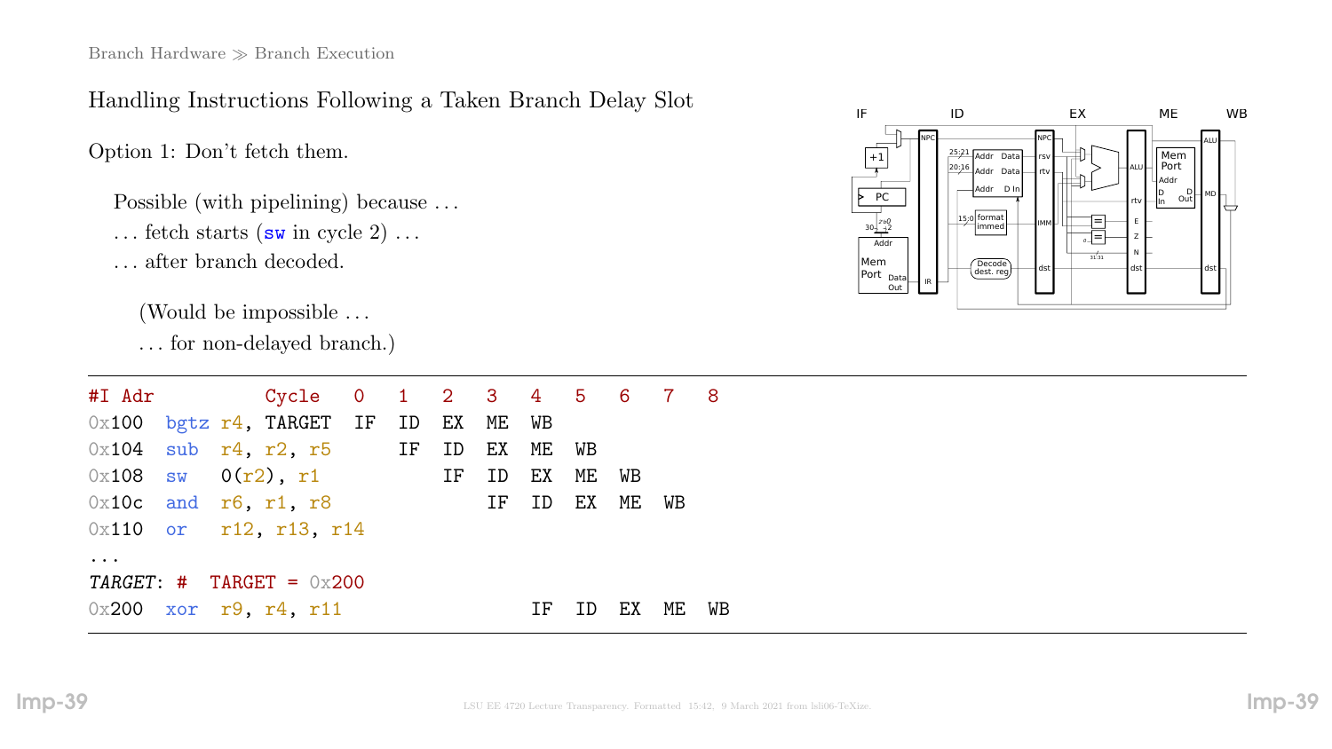Branch Hardware ≫ Branch Execution

## Handling Instructions Following a Taken Branch Delay Slot

Option 1: Don't fetch them.

Possible (with pipelining) because …
… fetch starts (`sw` in cycle 2) …
… after branch decoded.

(Would be impossible …
… for non-delayed branch.)

```
#I Adr          Cycle   0   1   2   3   4   5   6   7   8
0x100  bgtz r4, TARGET  IF  ID  EX  ME  WB
0x104  sub  r4, r2, r5      IF  ID  EX  ME  WB
0x108  sw   0(r2), r1           IF  ID  EX  ME  WB
0x10c  and  r6, r1, r8              IF  ID  EX  ME  WB
0x110  or   r12, r13, r14
...
TARGET: #  TARGET = 0x200
0x200  xor  r9, r4, r11                 IF  ID  EX  ME  WB
```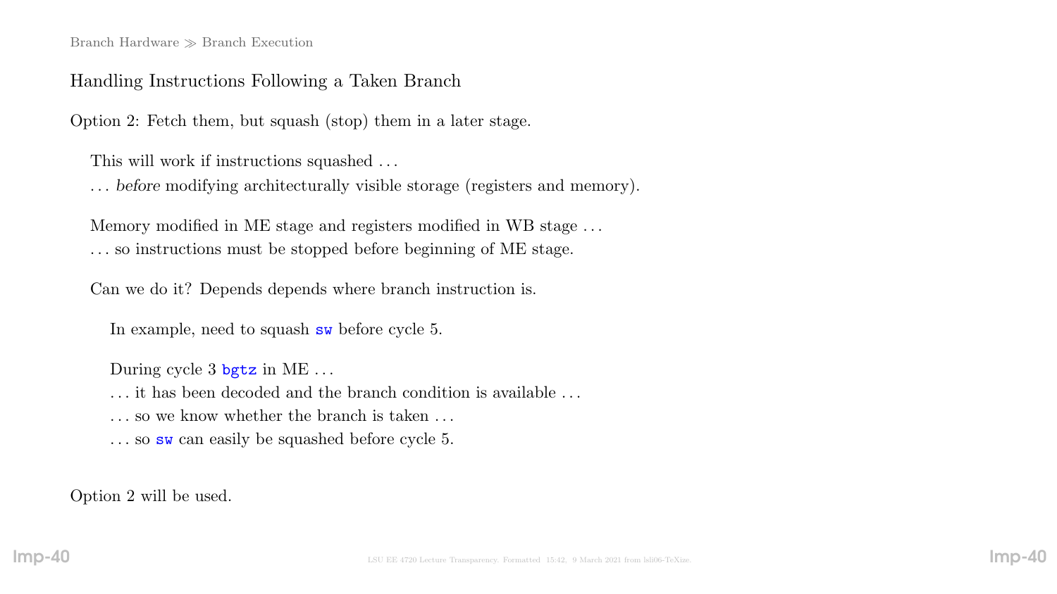Branch Hardware ≫ Branch Execution

## Handling Instructions Following a Taken Branch

Option 2: Fetch them, but squash (stop) them in a later stage.

This will work if instructions squashed ...
... *before* modifying architecturally visible storage (registers and memory).

Memory modified in ME stage and registers modified in WB stage ...
... so instructions must be stopped before beginning of ME stage.

Can we do it? Depends depends where branch instruction is.

In example, need to squash `sw` before cycle 5.

During cycle 3 `bgtz` in ME ...
... it has been decoded and the branch condition is available ...
... so we know whether the branch is taken ...
... so `sw` can easily be squashed before cycle 5.

Option 2 will be used.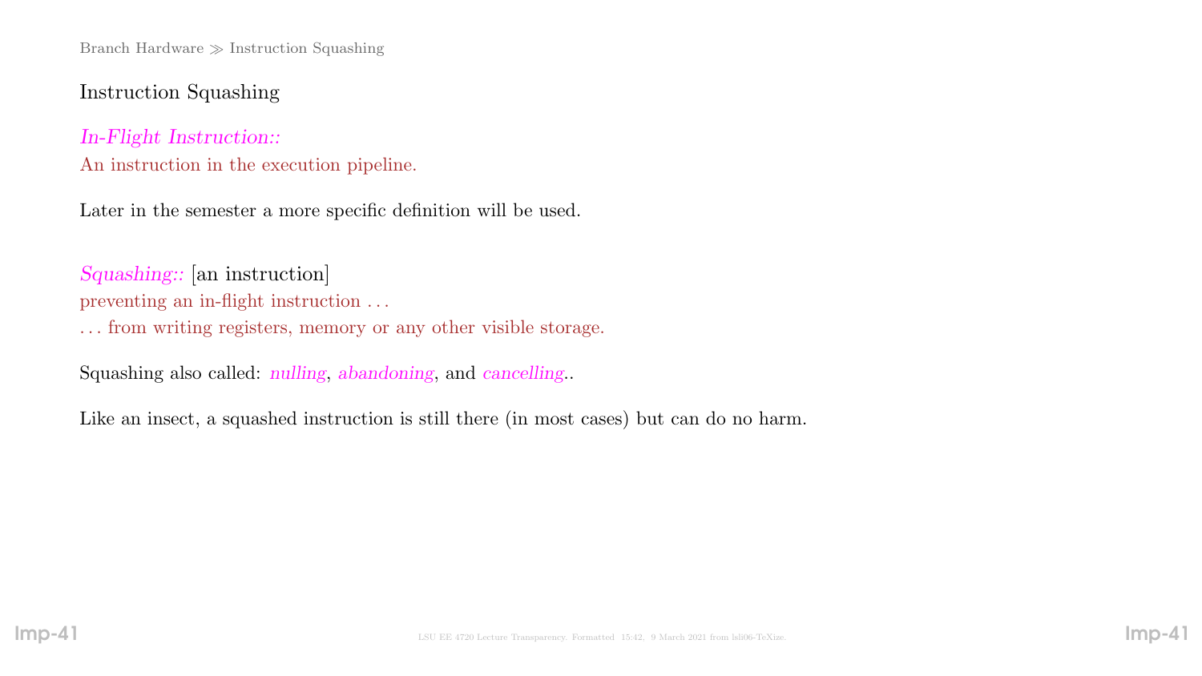## Instruction Squashing

*In-Flight Instruction::*
An instruction in the execution pipeline.

Later in the semester a more specific definition will be used.

*Squashing::* [an instruction]
preventing an in-flight instruction . . .
. . . from writing registers, memory or any other visible storage.

Squashing also called: *nulling*, *abandoning*, and *cancelling*..

Like an insect, a squashed instruction is still there (in most cases) but can do no harm.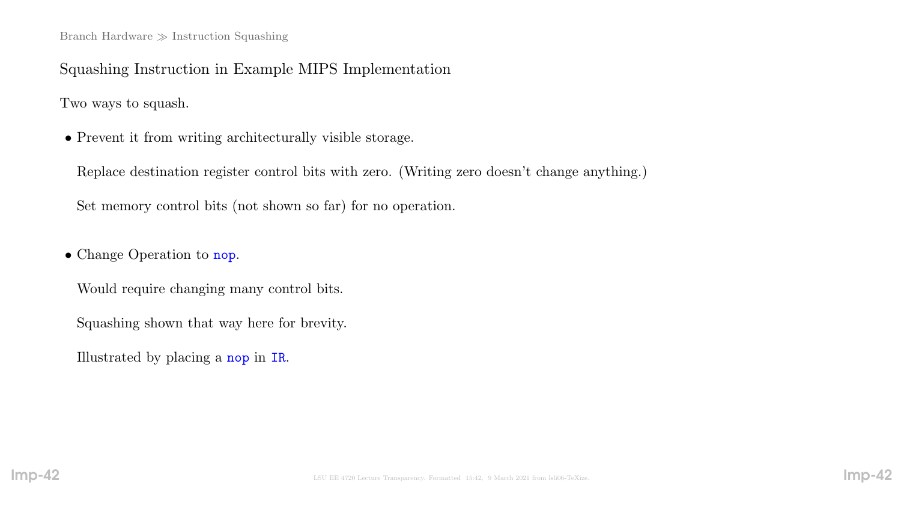## Squashing Instruction in Example MIPS Implementation

Two ways to squash.

- Prevent it from writing architecturally visible storage.

  Replace destination register control bits with zero. (Writing zero doesn't change anything.)

  Set memory control bits (not shown so far) for no operation.

- Change Operation to `nop`.

  Would require changing many control bits.

  Squashing shown that way here for brevity.

  Illustrated by placing a `nop` in `IR`.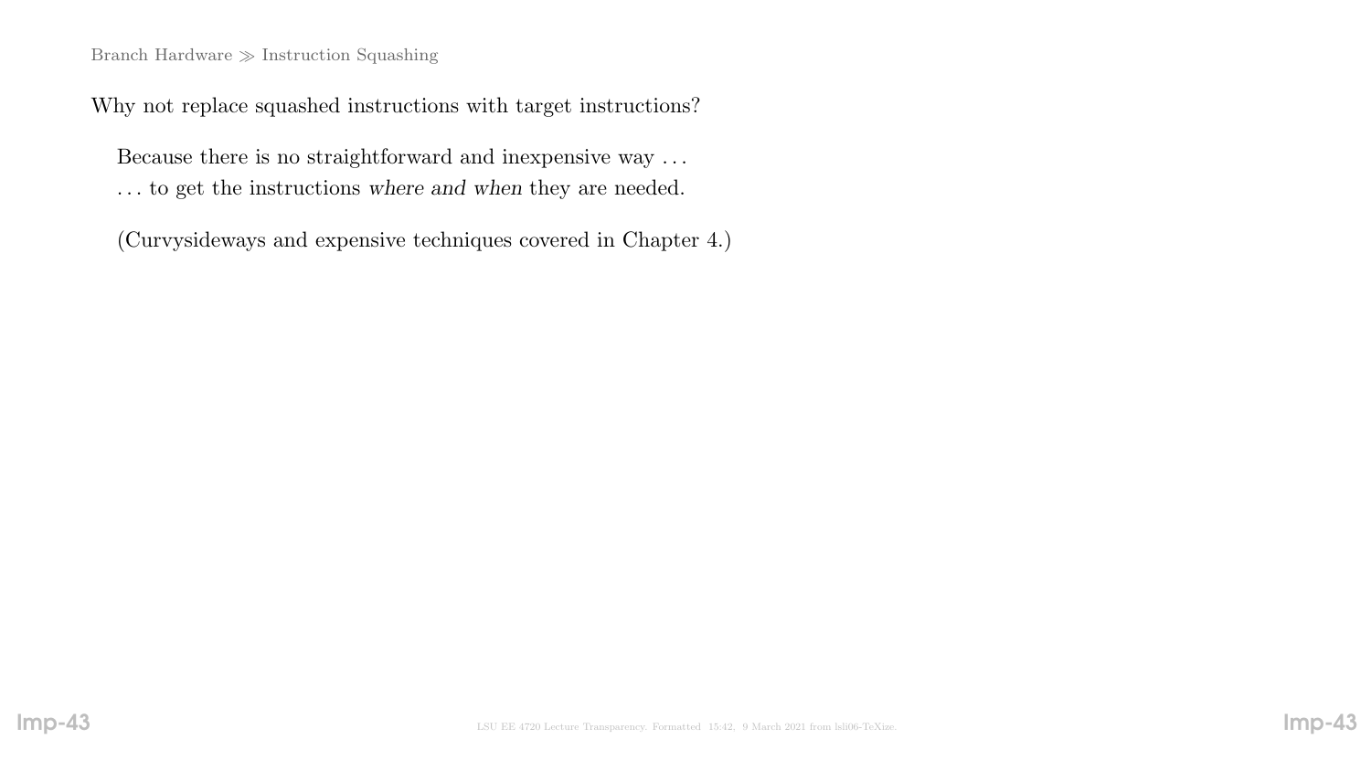Branch Hardware ≫ Instruction Squashing

Why not replace squashed instructions with target instructions?

Because there is no straightforward and inexpensive way . . .
. . . to get the instructions *where and when* they are needed.

(Curvysideways and expensive techniques covered in Chapter 4.)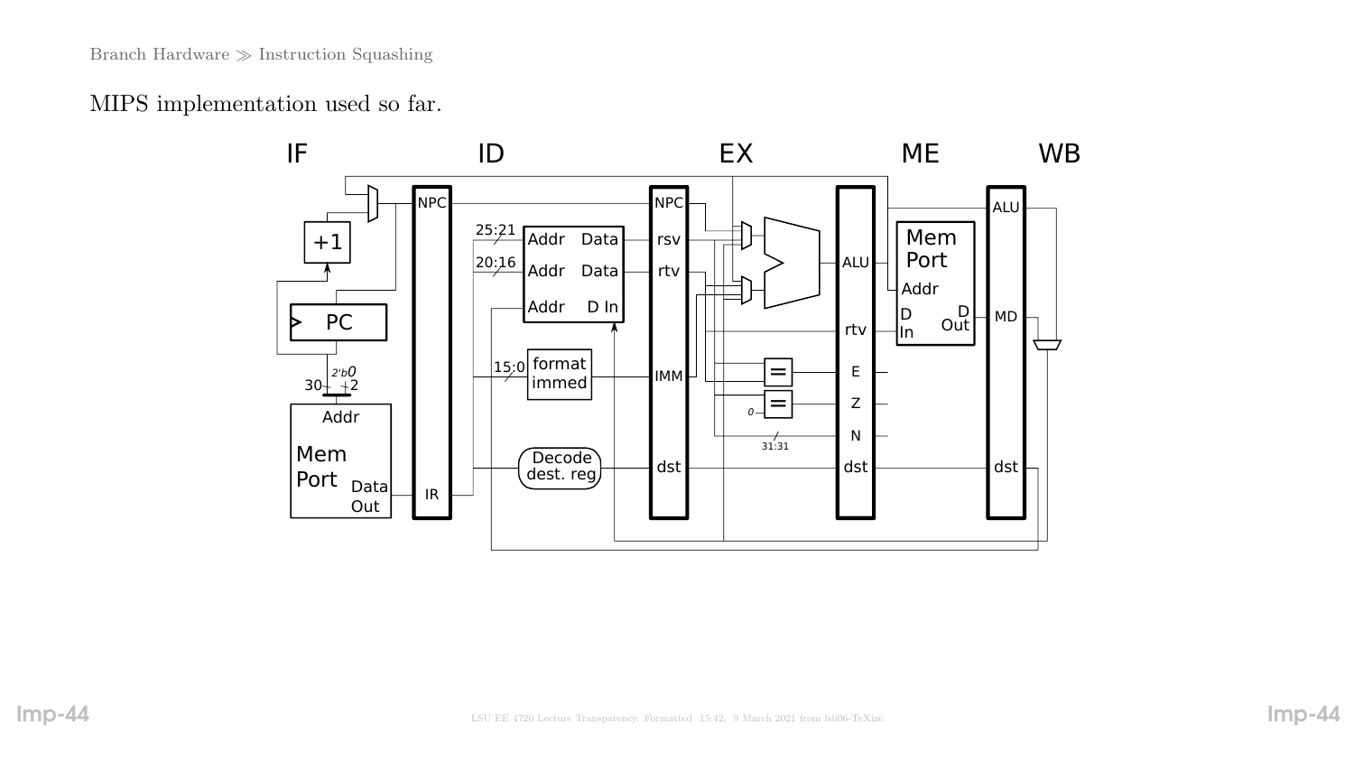Branch Hardware ≫ Instruction Squashing

MIPS implementation used so far.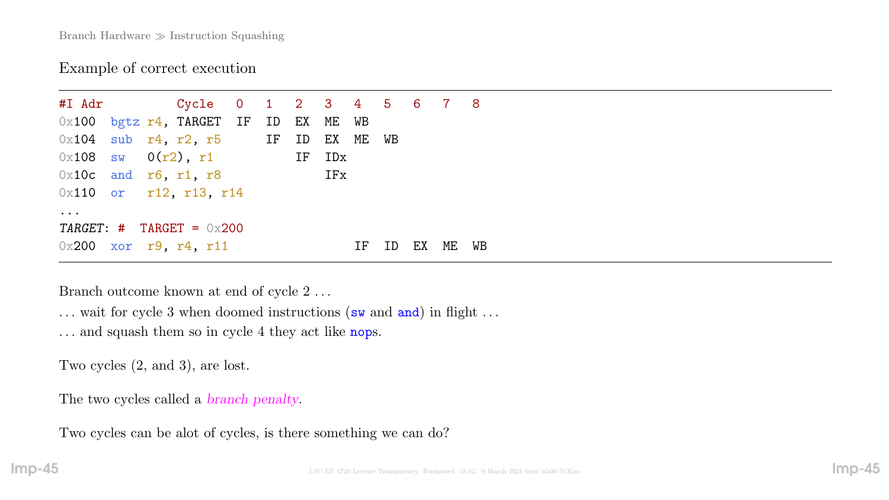Branch Hardware ≫ Instruction Squashing

## Example of correct execution

```
#I Adr          Cycle   0   1   2   3   4   5   6   7   8
0x100  bgtz r4, TARGET  IF  ID  EX  ME  WB
0x104  sub  r4, r2, r5      IF  ID  EX  ME  WB
0x108  sw   0(r2), r1           IF  IDx
0x10c  and  r6, r1, r8              IFx
0x110  or   r12, r13, r14
...
TARGET: #  TARGET = 0x200
0x200  xor  r9, r4, r11                 IF  ID  EX  ME  WB
```

Branch outcome known at end of cycle 2 ...

... wait for cycle 3 when doomed instructions (sw and and) in flight ...

... and squash them so in cycle 4 they act like nops.

Two cycles (2, and 3), are lost.

The two cycles called a *branch penalty*.

Two cycles can be alot of cycles, is there something we can do?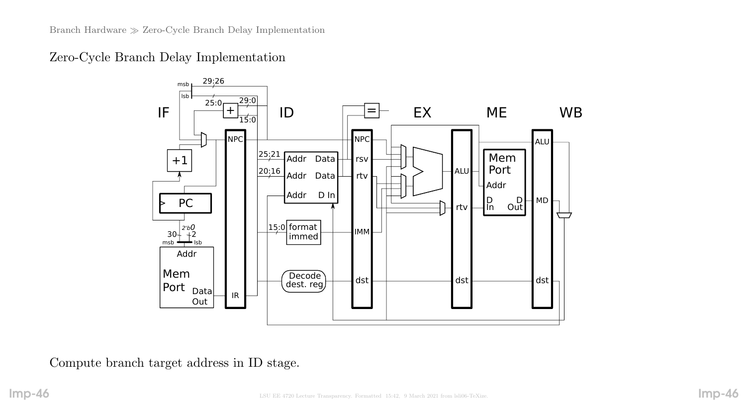# Zero-Cycle Branch Delay Implementation

Compute branch target address in ID stage.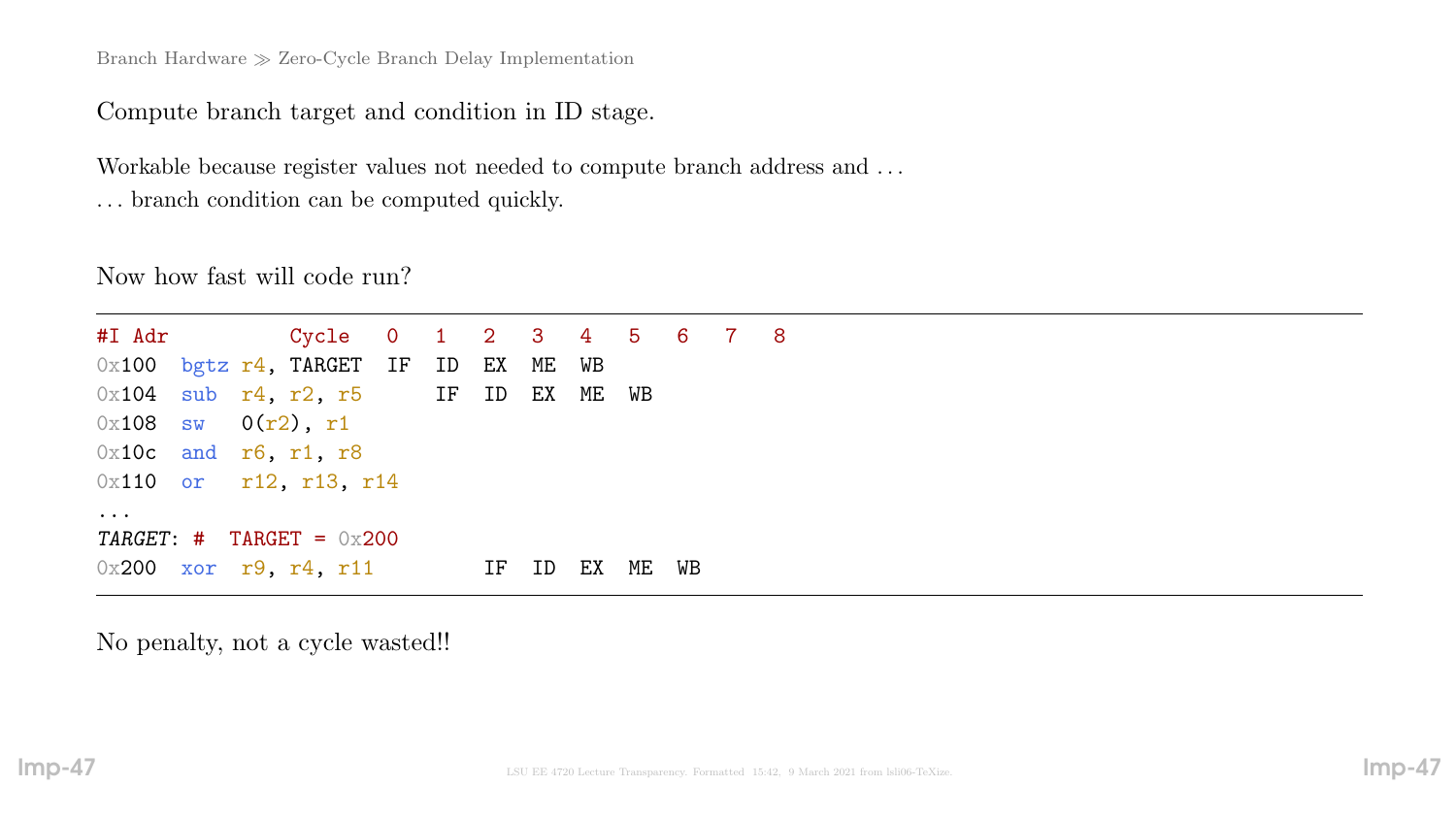Branch Hardware ≫ Zero-Cycle Branch Delay Implementation

Compute branch target and condition in ID stage.

Workable because register values not needed to compute branch address and . . .
. . . branch condition can be computed quickly.

Now how fast will code run?

```
#I Adr          Cycle   0   1   2   3   4   5   6   7   8
0x100  bgtz r4, TARGET  IF  ID  EX  ME  WB
0x104  sub  r4, r2, r5      IF  ID  EX  ME  WB
0x108  sw   0(r2), r1
0x10c  and  r6, r1, r8
0x110  or   r12, r13, r14
...
TARGET: #  TARGET = 0x200
0x200  xor  r9, r4, r11         IF  ID  EX  ME  WB
```

No penalty, not a cycle wasted!!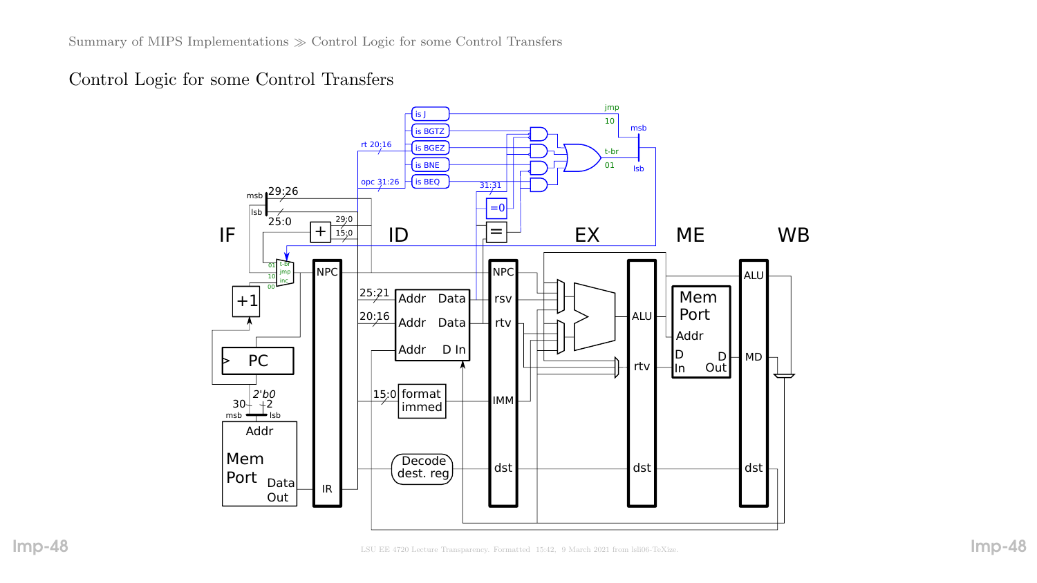# Control Logic for some Control Transfers

IF ID EX ME WB

is J
is BGTZ
is BGEZ
is BNE
is BEQ

rt 20:16
opc 31:26
31:31
=0
=

jmp
10
t-br
01
msb
lsb

msb
29:26
lsb
25:0
+
29:0
15:0

01 t-br
10 jmp
00 inc

+1

PC

2'b0
30
2
msb
lsb

Addr
Mem
Port
Data
Out

NPC
IR

25:21
20:16
Addr Data
Addr Data
Addr D In

15:0
format
immed

Decode
dest. reg

NPC
rsv
rtv
IMM
dst

ALU
rtv
dst

Mem
Port
Addr
D
In
D
Out

ALU
MD
dst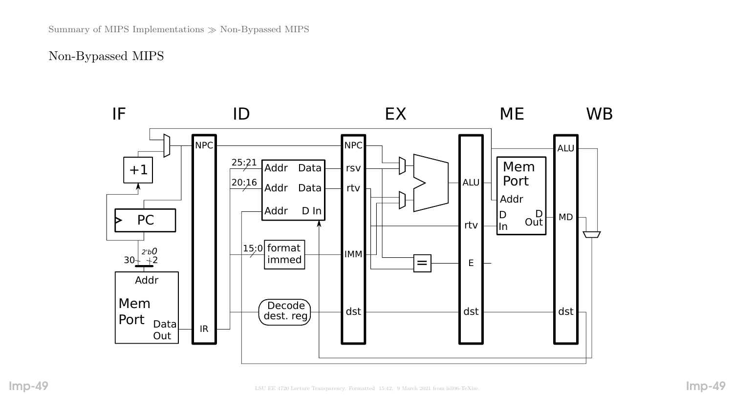# Non-Bypassed MIPS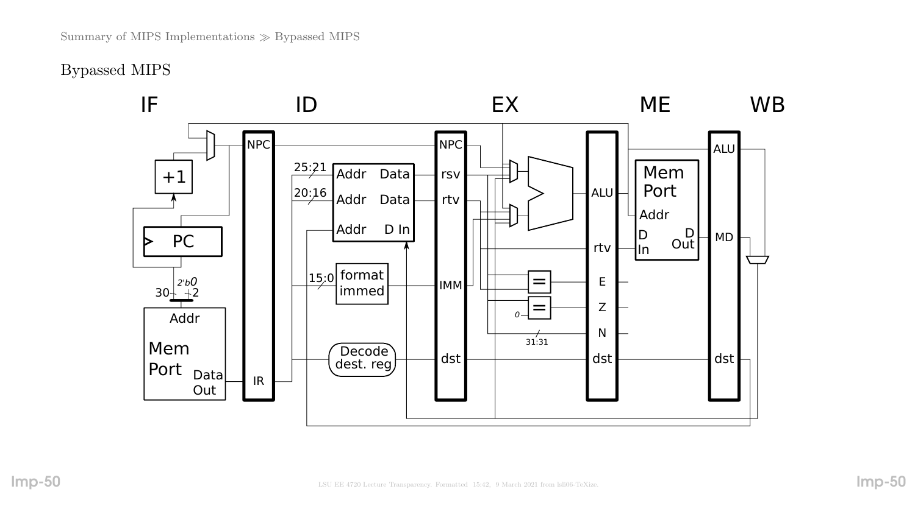## Bypassed MIPS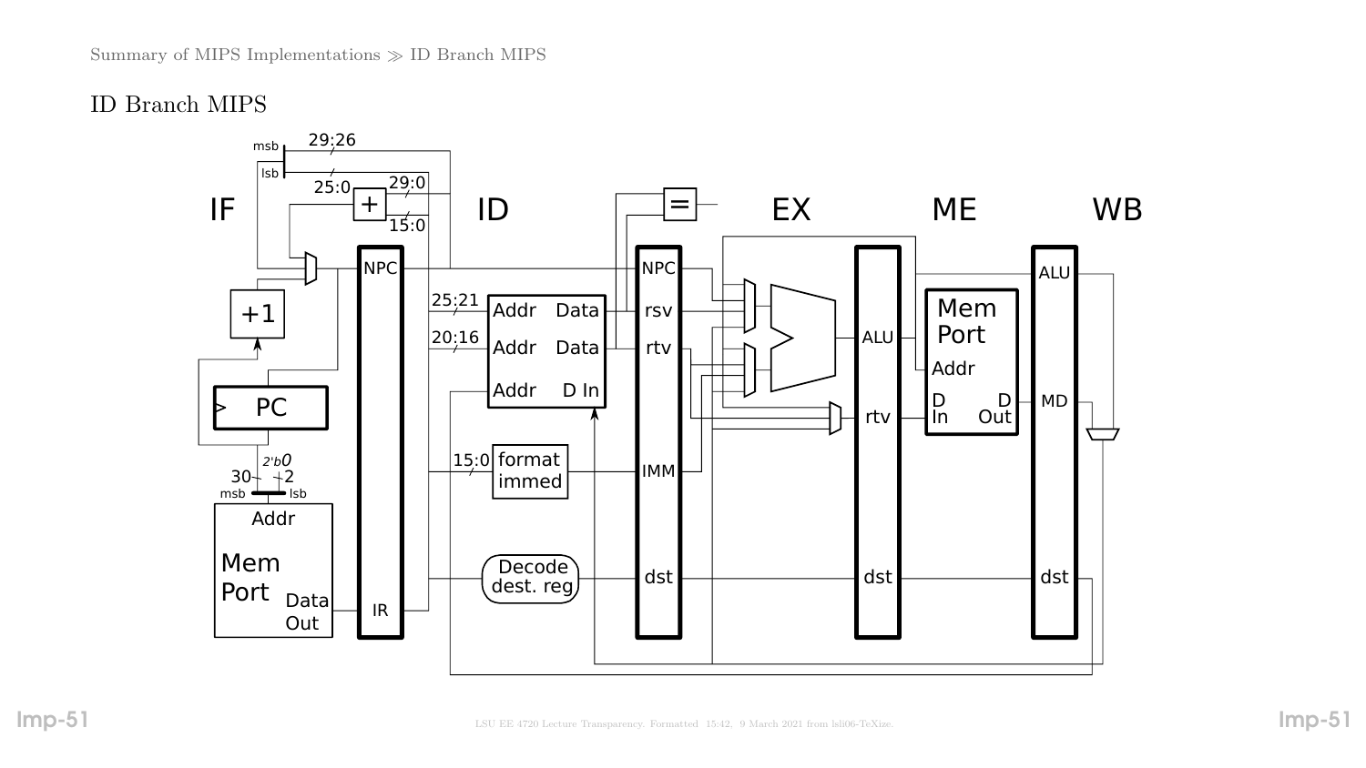# ID Branch MIPS

29:26
msb
lsb
25:0
29:0
15:0
IF
ID
EX
ME
WB
=
NPC
NPC
+1
25:21
Addr
Data
rsv
20:16
Addr
Data
rtv
ALU
ALU
Mem
Port
Addr
Addr
D In
PC
D
In
D
Out
MD
rtv
2'b0
30
2
msb
lsb
15:0
format
immed
IMM
Addr
Mem
Port
Data
Out
IR
Decode
dest. reg
dst
dst
dst